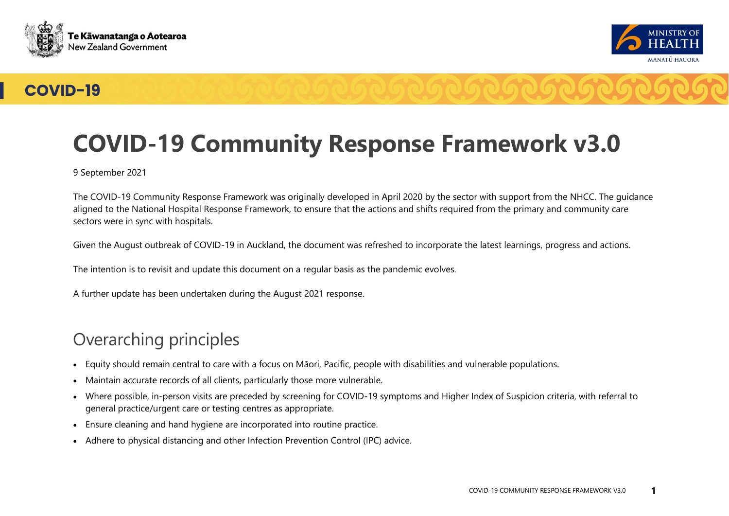# COVID-19 Community Response Framework v3.0

9 September 2021

The COVID-19 Community Response Framework was originally developed in April 2020 by the sector with support from the NHCC. The guidance aligned to the National Hospital Response Framework, to ensure that the actions and shifts required from the primary and community care sectors were in sync with hospitals.

Given the August outbreak of COVID-19 in Auckland, the document was refreshed to incorporate the latest learnings, progress and actions.

The intention is to revisit and update this document on a regular basis as the pandemic evolves.

A further update has been undertaken during the August 2021 response.

## Overarching principles

- Equity should remain central to care with a focus on Māori, Pacific, people with disabilities and vulnerable populations.
- Maintain accurate records of all clients, particularly those more vulnerable.
- Where possible, in-person visits are preceded by screening for COVID-19 symptoms and Higher Index of Suspicion criteria, with referral to general practice/urgent care or testing centres as appropriate.
- Ensure cleaning and hand hygiene are incorporated into routine practice.
- Adhere to physical distancing and other Infection Prevention Control (IPC) advice.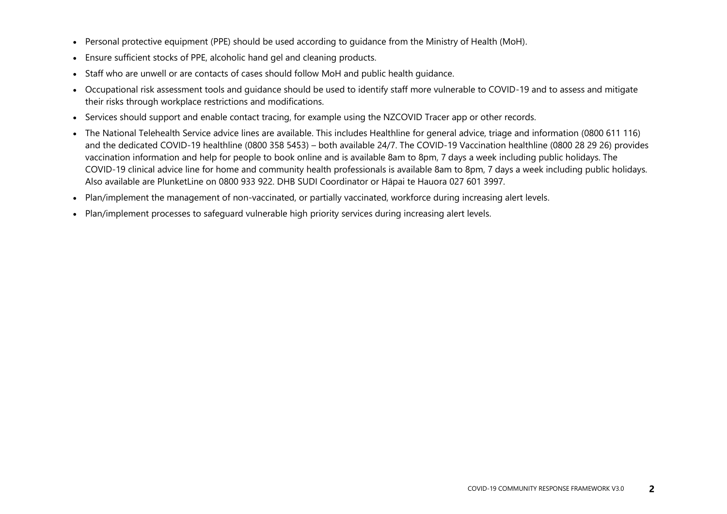- Personal protective equipment (PPE) should be used according to guidance from the Ministry of Health (MoH).
- Ensure sufficient stocks of PPE, alcoholic hand gel and cleaning products.
- Staff who are unwell or are contacts of cases should follow MoH and public health guidance.
- Occupational risk assessment tools and guidance should be used to identify staff more vulnerable to COVID-19 and to assess and mitigate their risks through workplace restrictions and modifications.
- Services should support and enable contact tracing, for example using the NZCOVID Tracer app or other records.
- The National Telehealth Service advice lines are available. This includes Healthline for general advice, triage and information (0800 611 116) and the dedicated COVID-19 healthline (0800 358 5453) – both available 24/7. The COVID-19 Vaccination healthline (0800 28 29 26) provides vaccination information and help for people to book online and is available 8am to 8pm, 7 days a week including public holidays. The COVID-19 clinical advice line for home and community health professionals is available 8am to 8pm, 7 days a week including public holidays. Also available are PlunketLine on 0800 933 922. DHB SUDI Coordinator or Hāpai te Hauora 027 601 3997.
- Plan/implement the management of non-vaccinated, or partially vaccinated, workforce during increasing alert levels.
- Plan/implement processes to safeguard vulnerable high priority services during increasing alert levels.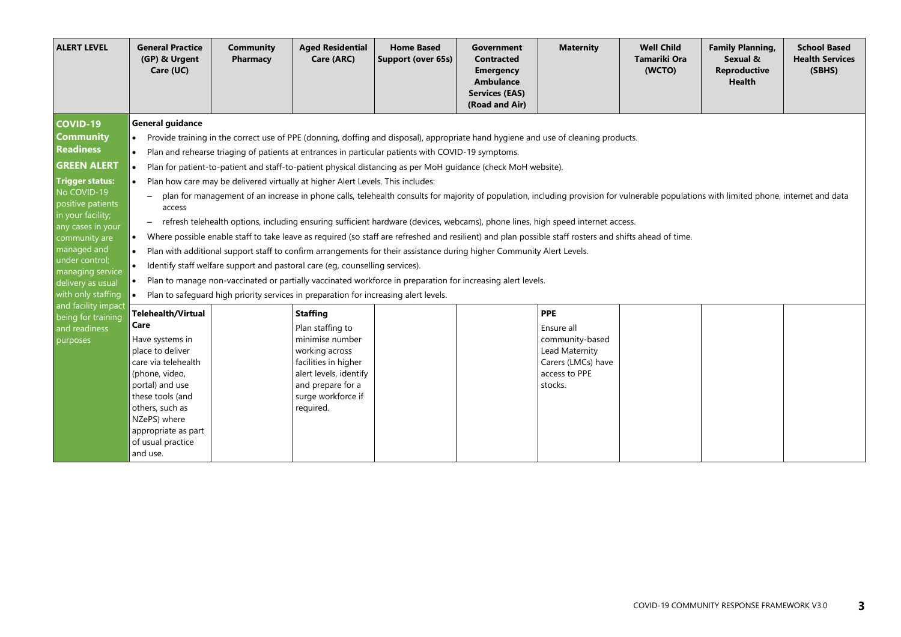| ALERT LEVEL | General Practice (GP) & Urgent Care (UC) | Community Pharmacy | Aged Residential Care (ARC) | Home Based Support (over 65s) | Government Contracted Emergency Ambulance Services (EAS) (Road and Air) | Maternity | Well Child Tamariki Ora (WCTO) | Family Planning, Sexual & Reproductive Health | School Based Health Services (SBHS) |
|---|---|---|---|---|---|---|---|---|---|
| **COVID-19 Community Readiness**<br><br>**GREEN ALERT**<br><br>**Trigger status:** No COVID-19 positive patients in your facility; any cases in your community are managed and under control; managing service delivery as usual with only staffing and facility impact being for training and readiness purposes | **General guidance**<br>• Provide training in the correct use of PPE (donning, doffing and disposal), appropriate hand hygiene and use of cleaning products.<br>• Plan and rehearse triaging of patients at entrances in particular patients with COVID-19 symptoms.<br>• Plan for patient-to-patient and staff-to-patient physical distancing as per MoH guidance (check MoH website).<br>• Plan how care may be delivered virtually at higher Alert Levels. This includes:<br>– plan for management of an increase in phone calls, telehealth consults for majority of population, including provision for vulnerable populations with limited phone, internet and data access<br>– refresh telehealth options, including ensuring sufficient hardware (devices, webcams), phone lines, high speed internet access.<br>• Where possible enable staff to take leave as required (so staff are refreshed and resilient) and plan possible staff rosters and shifts ahead of time.<br>• Plan with additional support staff to confirm arrangements for their assistance during higher Community Alert Levels.<br>• Identify staff welfare support and pastoral care (eg, counselling services).<br>• Plan to manage non-vaccinated or partially vaccinated workforce in preparation for increasing alert levels.<br>• Plan to safeguard high priority services in preparation for increasing alert levels. | | | | | | | | |
| | **Telehealth/Virtual Care**<br>Have systems in place to deliver care via telehealth (phone, video, portal) and use these tools (and others, such as NZePS) where appropriate as part of usual practice and use. | | **Staffing**<br>Plan staffing to minimise number working across facilities in higher alert levels, identify and prepare for a surge workforce if required. | | | **PPE**<br>Ensure all community-based Lead Maternity Carers (LMCs) have access to PPE stocks. | | | |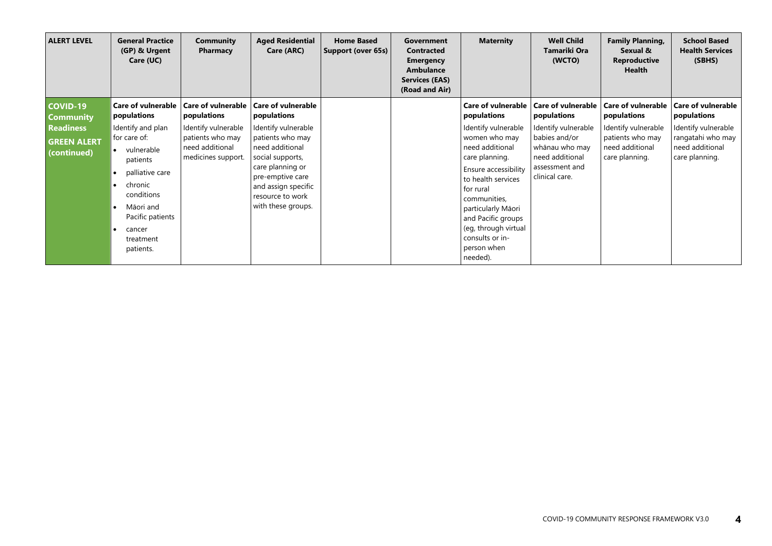| ALERT LEVEL | General Practice (GP) & Urgent Care (UC) | Community Pharmacy | Aged Residential Care (ARC) | Home Based Support (over 65s) | Government Contracted Emergency Ambulance Services (EAS) (Road and Air) | Maternity | Well Child Tamariki Ora (WCTO) | Family Planning, Sexual & Reproductive Health | School Based Health Services (SBHS) |
|---|---|---|---|---|---|---|---|---|---|
| **COVID-19 Community Readiness GREEN ALERT (continued)** | **Care of vulnerable populations**<br>Identify and plan for care of:<br>• vulnerable patients<br>• palliative care<br>• chronic conditions<br>• Māori and Pacific patients<br>• cancer treatment patients. | **Care of vulnerable populations**<br>Identify vulnerable patients who may need additional medicines support. | **Care of vulnerable populations**<br>Identify vulnerable patients who may need additional social supports, care planning or pre-emptive care and assign specific resource to work with these groups. | | | **Care of vulnerable populations**<br>Identify vulnerable women who may need additional care planning.<br>Ensure accessibility to health services for rural communities, particularly Māori and Pacific groups (eg, through virtual consults or in-person when needed). | **Care of vulnerable populations**<br>Identify vulnerable babies and/or whānau who may need additional assessment and clinical care. | **Care of vulnerable populations**<br>Identify vulnerable patients who may need additional care planning. | **Care of vulnerable populations**<br>Identify vulnerable rangatahi who may need additional care planning. |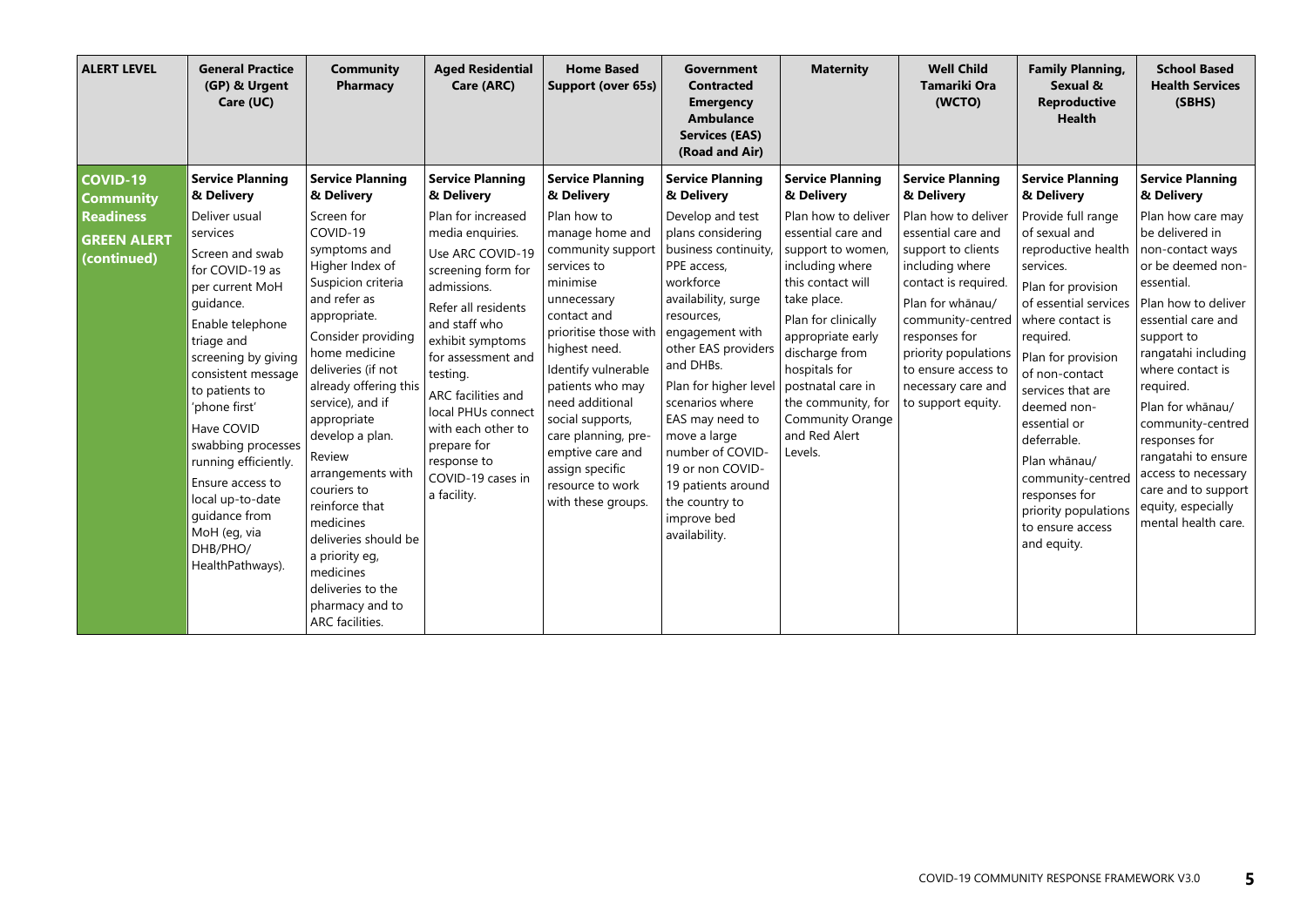| ALERT LEVEL | General Practice (GP) & Urgent Care (UC) | Community Pharmacy | Aged Residential Care (ARC) | Home Based Support (over 65s) | Government Contracted Emergency Ambulance Services (EAS) (Road and Air) | Maternity | Well Child Tamariki Ora (WCTO) | Family Planning, Sexual & Reproductive Health | School Based Health Services (SBHS) |
|---|---|---|---|---|---|---|---|---|---|
| **COVID-19 Community Readiness GREEN ALERT (continued)** | **Service Planning & Delivery**<br>Deliver usual services<br>Screen and swab for COVID-19 as per current MoH guidance.<br>Enable telephone triage and screening by giving consistent message to patients to 'phone first'<br>Have COVID swabbing processes running efficiently.<br>Ensure access to local up-to-date guidance from MoH (eg, via DHB/PHO/ HealthPathways). | **Service Planning & Delivery**<br>Screen for COVID-19 symptoms and Higher Index of Suspicion criteria and refer as appropriate.<br>Consider providing home medicine deliveries (if not already offering this service), and if appropriate develop a plan.<br>Review arrangements with couriers to reinforce that medicines deliveries should be a priority eg, medicines deliveries to the pharmacy and to ARC facilities. | **Service Planning & Delivery**<br>Plan for increased media enquiries.<br>Use ARC COVID-19 screening form for admissions.<br>Refer all residents and staff who exhibit symptoms for assessment and testing.<br>ARC facilities and local PHUs connect with each other to prepare for response to COVID-19 cases in a facility. | **Service Planning & Delivery**<br>Plan how to manage home and community support services to minimise unnecessary contact and prioritise those with highest need.<br>Identify vulnerable patients who may need additional social supports, care planning, pre-emptive care and assign specific resource to work with these groups. | **Service Planning & Delivery**<br>Develop and test plans considering business continuity, PPE access, workforce availability, surge resources, engagement with other EAS providers and DHBs.<br>Plan for higher level scenarios where EAS may need to move a large number of COVID-19 or non COVID-19 patients around the country to improve bed availability. | **Service Planning & Delivery**<br>Plan how to deliver essential care and support to women, including where this contact will take place.<br>Plan for clinically appropriate early discharge from hospitals for postnatal care in the community, for Community Orange and Red Alert Levels. | **Service Planning & Delivery**<br>Plan how to deliver essential care and support to clients including where contact is required.<br>Plan for whānau/ community-centred responses for priority populations to ensure access to necessary care and to support equity. | **Service Planning & Delivery**<br>Provide full range of sexual and reproductive health services.<br>Plan for provision of essential services where contact is required.<br>Plan for provision of non-contact services that are deemed non-essential or deferrable.<br>Plan whānau/ community-centred responses for priority populations to ensure access and equity. | **Service Planning & Delivery**<br>Plan how care may be delivered in non-contact ways or be deemed non-essential.<br>Plan how to deliver essential care and support to rangatahi including where contact is required.<br>Plan for whānau/ community-centred responses for rangatahi to ensure access to necessary care and to support equity, especially mental health care. |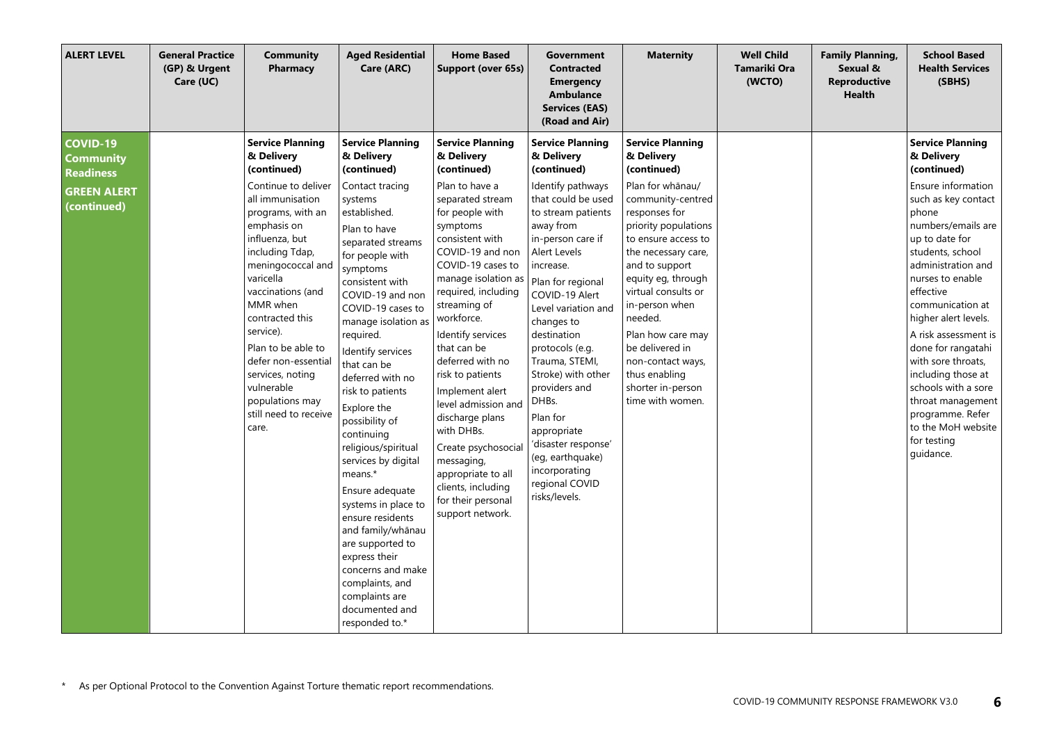| ALERT LEVEL | General Practice (GP) & Urgent Care (UC) | Community Pharmacy | Aged Residential Care (ARC) | Home Based Support (over 65s) | Government Contracted Emergency Ambulance Services (EAS) (Road and Air) | Maternity | Well Child Tamariki Ora (WCTO) | Family Planning, Sexual & Reproductive Health | School Based Health Services (SBHS) |
|---|---|---|---|---|---|---|---|---|---|
| **COVID-19 Community Readiness**<br><br>**GREEN ALERT (continued)** | | **Service Planning & Delivery (continued)**<br><br>Continue to deliver all immunisation programs, with an emphasis on influenza, but including Tdap, meningococcal and varicella vaccinations (and MMR when contracted this service).<br><br>Plan to be able to defer non-essential services, noting vulnerable populations may still need to receive care. | **Service Planning & Delivery (continued)**<br><br>Contact tracing systems established.<br><br>Plan to have separated streams for people with symptoms consistent with COVID-19 and non COVID-19 cases to manage isolation as required.<br><br>Identify services that can be deferred with no risk to patients<br><br>Explore the possibility of continuing religious/spiritual services by digital means.*<br><br>Ensure adequate systems in place to ensure residents and family/whānau are supported to express their concerns and make complaints, and complaints are documented and responded to.* | **Service Planning & Delivery (continued)**<br><br>Plan to have a separated stream for people with symptoms consistent with COVID-19 and non COVID-19 cases to manage isolation as required, including streaming of workforce.<br><br>Identify services that can be deferred with no risk to patients<br><br>Implement alert level admission and discharge plans with DHBs.<br><br>Create psychosocial messaging, appropriate to all clients, including for their personal support network. | **Service Planning & Delivery (continued)**<br><br>Identify pathways that could be used to stream patients away from in-person care if Alert Levels increase.<br><br>Plan for regional COVID-19 Alert Level variation and changes to destination protocols (e.g. Trauma, STEMI, Stroke) with other providers and DHBs.<br><br>Plan for appropriate 'disaster response' (eg, earthquake) incorporating regional COVID risks/levels. | **Service Planning & Delivery (continued)**<br><br>Plan for whānau/ community-centred responses for priority populations to ensure access to the necessary care, and to support equity eg, through virtual consults or in-person when needed.<br><br>Plan how care may be delivered in non-contact ways, thus enabling shorter in-person time with women. | | | **Service Planning & Delivery (continued)**<br><br>Ensure information such as key contact phone numbers/emails are up to date for students, school administration and nurses to enable effective communication at higher alert levels.<br><br>A risk assessment is done for rangatahi with sore throats, including those at schools with a sore throat management programme. Refer to the MoH website for testing guidance. |

\* As per Optional Protocol to the Convention Against Torture thematic report recommendations.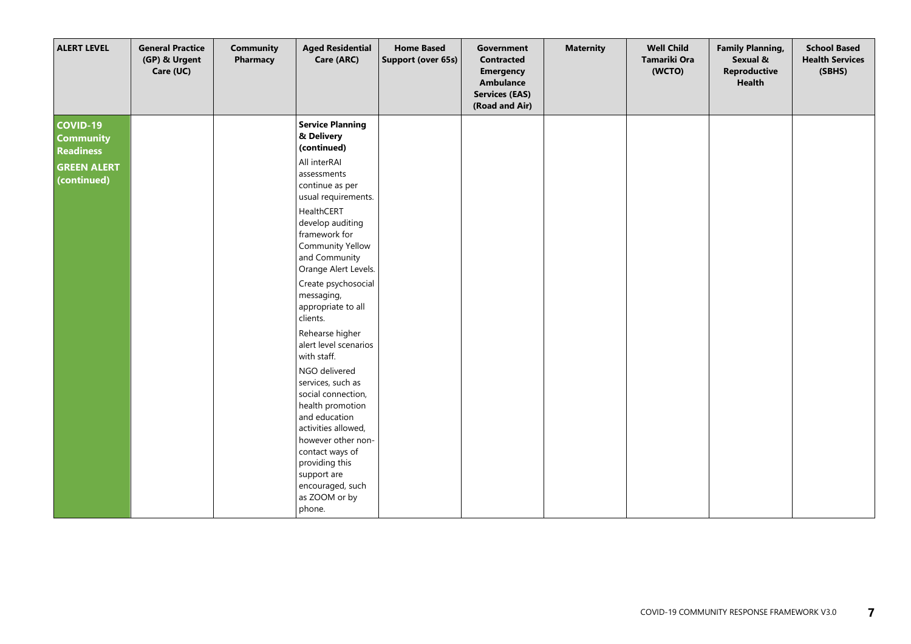| ALERT LEVEL | General Practice (GP) & Urgent Care (UC) | Community Pharmacy | Aged Residential Care (ARC) | Home Based Support (over 65s) | Government Contracted Emergency Ambulance Services (EAS) (Road and Air) | Maternity | Well Child Tamariki Ora (WCTO) | Family Planning, Sexual & Reproductive Health | School Based Health Services (SBHS) |
|---|---|---|---|---|---|---|---|---|---|
| **COVID-19 Community Readiness**<br><br>**GREEN ALERT (continued)** | | | **Service Planning & Delivery (continued)**<br><br>All interRAI assessments continue as per usual requirements.<br><br>HealthCERT develop auditing framework for Community Yellow and Community Orange Alert Levels.<br><br>Create psychosocial messaging, appropriate to all clients.<br><br>Rehearse higher alert level scenarios with staff.<br><br>NGO delivered services, such as social connection, health promotion and education activities allowed, however other non-contact ways of providing this support are encouraged, such as ZOOM or by phone. | | | | | | |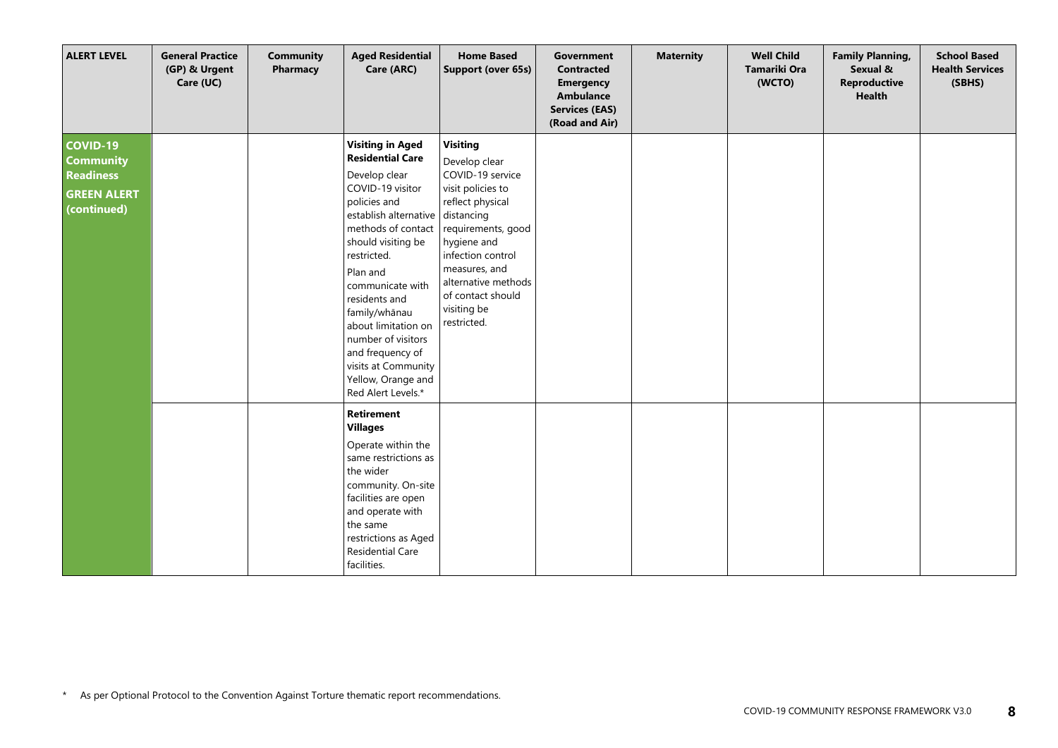| ALERT LEVEL | General Practice (GP) & Urgent Care (UC) | Community Pharmacy | Aged Residential Care (ARC) | Home Based Support (over 65s) | Government Contracted Emergency Ambulance Services (EAS) (Road and Air) | Maternity | Well Child Tamariki Ora (WCTO) | Family Planning, Sexual & Reproductive Health | School Based Health Services (SBHS) |
|---|---|---|---|---|---|---|---|---|---|
| **COVID-19 Community Readiness GREEN ALERT (continued)** | | | **Visiting in Aged Residential Care**<br>Develop clear COVID-19 visitor policies and establish alternative methods of contact should visiting be restricted.<br>Plan and communicate with residents and family/whānau about limitation on number of visitors and frequency of visits at Community Yellow, Orange and Red Alert Levels.* | **Visiting**<br>Develop clear COVID-19 service visit policies to reflect physical distancing requirements, good hygiene and infection control measures, and alternative methods of contact should visiting be restricted. | | | | | |
| | | | **Retirement Villages**<br>Operate within the same restrictions as the wider community. On-site facilities are open and operate with the same restrictions as Aged Residential Care facilities. | | | | | | |

\* As per Optional Protocol to the Convention Against Torture thematic report recommendations.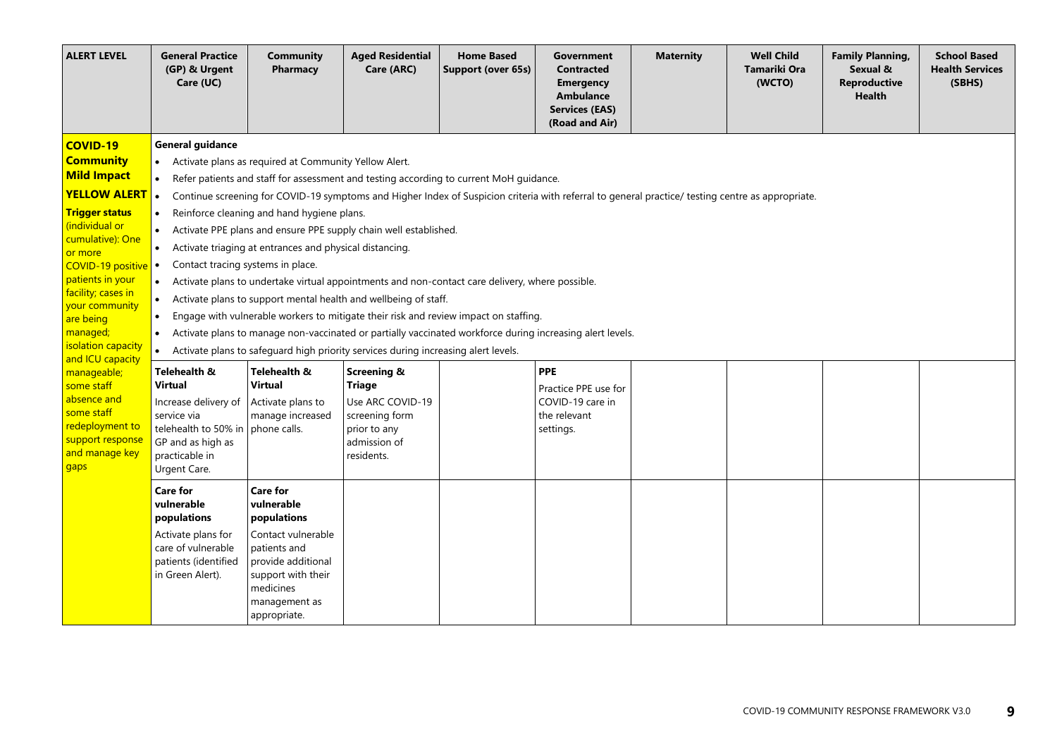| ALERT LEVEL | General Practice (GP) & Urgent Care (UC) | Community Pharmacy | Aged Residential Care (ARC) | Home Based Support (over 65s) | Government Contracted Emergency Ambulance Services (EAS) (Road and Air) | Maternity | Well Child Tamariki Ora (WCTO) | Family Planning, Sexual & Reproductive Health | School Based Health Services (SBHS) |
|---|---|---|---|---|---|---|---|---|---|
| **COVID-19 Community Mild Impact** **YELLOW ALERT** **Trigger status** (individual or cumulative): One or more COVID-19 positive patients in your facility; cases in your community are being managed; isolation capacity and ICU capacity manageable; some staff absence and some staff redeployment to support response and manage key gaps | **General guidance** • Activate plans as required at Community Yellow Alert. • Refer patients and staff for assessment and testing according to current MoH guidance. • Continue screening for COVID-19 symptoms and Higher Index of Suspicion criteria with referral to general practice/ testing centre as appropriate. • Reinforce cleaning and hand hygiene plans. • Activate PPE plans and ensure PPE supply chain well established. • Activate triaging at entrances and physical distancing. • Contact tracing systems in place. • Activate plans to undertake virtual appointments and non-contact care delivery, where possible. • Activate plans to support mental health and wellbeing of staff. • Engage with vulnerable workers to mitigate their risk and review impact on staffing. • Activate plans to manage non-vaccinated or partially vaccinated workforce during increasing alert levels. • Activate plans to safeguard high priority services during increasing alert levels. | | | | | | | | |
| | **Telehealth & Virtual** Increase delivery of service via telehealth to 50% in GP and as high as practicable in Urgent Care. | **Telehealth & Virtual** Activate plans to manage increased phone calls. | **Screening & Triage** Use ARC COVID-19 screening form prior to any admission of residents. | | **PPE** Practice PPE use for COVID-19 care in the relevant settings. | | | | |
| | **Care for vulnerable populations** Activate plans for care of vulnerable patients (identified in Green Alert). | **Care for vulnerable populations** Contact vulnerable patients and provide additional support with their medicines management as appropriate. | | | | | | | |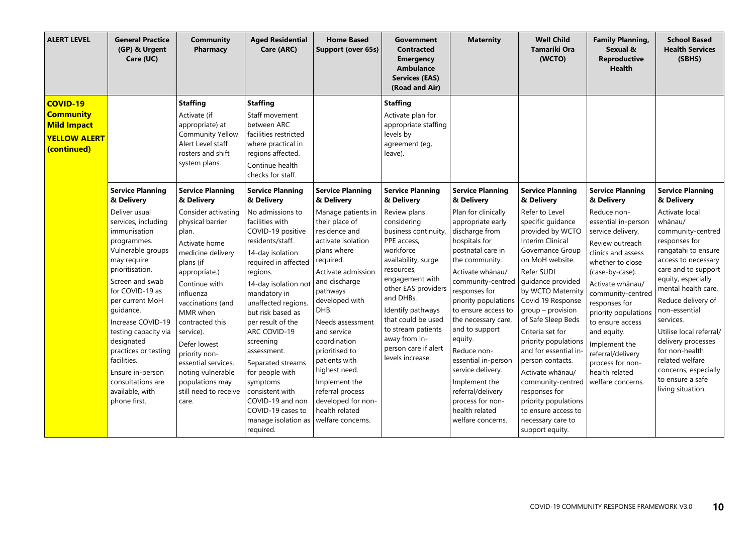| ALERT LEVEL | General Practice (GP) & Urgent Care (UC) | Community Pharmacy | Aged Residential Care (ARC) | Home Based Support (over 65s) | Government Contracted Emergency Ambulance Services (EAS) (Road and Air) | Maternity | Well Child Tamariki Ora (WCTO) | Family Planning, Sexual & Reproductive Health | School Based Health Services (SBHS) |
|---|---|---|---|---|---|---|---|---|---|
| **COVID-19 Community Mild Impact YELLOW ALERT (continued)** | | **Staffing**<br>Activate (if appropriate) at Community Yellow Alert Level staff rosters and shift system plans. | **Staffing**<br>Staff movement between ARC facilities restricted where practical in regions affected.<br>Continue health checks for staff. | | **Staffing**<br>Activate plan for appropriate staffing levels by agreement (eg, leave). | | | | |
| | **Service Planning & Delivery**<br>Deliver usual services, including immunisation programmes. Vulnerable groups may require prioritisation.<br>Screen and swab for COVID-19 as per current MoH guidance.<br>Increase COVID-19 testing capacity via designated practices or testing facilities.<br>Ensure in-person consultations are available, with phone first. | **Service Planning & Delivery**<br>Consider activating physical barrier plan.<br>Activate home medicine delivery plans (if appropriate.)<br>Continue with influenza vaccinations (and MMR when contracted this service).<br>Defer lowest priority non-essential services, noting vulnerable populations may still need to receive care. | **Service Planning & Delivery**<br>No admissions to facilities with COVID-19 positive residents/staff.<br>14-day isolation required in affected regions.<br>14-day isolation not mandatory in unaffected regions, but risk based as per result of the ARC COVID-19 screening assessment.<br>Separated streams for people with symptoms consistent with COVID-19 and non COVID-19 cases to manage isolation as required. | **Service Planning & Delivery**<br>Manage patients in their place of residence and activate isolation plans where required.<br>Activate admission and discharge pathways developed with DHB.<br>Needs assessment and service coordination prioritised to patients with highest need.<br>Implement the referral process developed for non-health related welfare concerns. | **Service Planning & Delivery**<br>Review plans considering business continuity, PPE access, workforce availability, surge resources, engagement with other EAS providers and DHBs.<br>Identify pathways that could be used to stream patients away from in-person care if alert levels increase. | **Service Planning & Delivery**<br>Plan for clinically appropriate early discharge from hospitals for postnatal care in the community.<br>Activate whānau/ community-centred responses for priority populations to ensure access to the necessary care, and to support equity.<br>Reduce non-essential in-person service delivery.<br>Implement the referral/delivery process for non-health related welfare concerns. | **Service Planning & Delivery**<br>Refer to Level specific guidance provided by WCTO Interim Clinical Governance Group on MoH website.<br>Refer SUDI guidance provided by WCTO Maternity Covid 19 Response group – provision of Safe Sleep Beds<br>Criteria set for priority populations and for essential in-person contacts.<br>Activate whānau/ community-centred responses for priority populations to ensure access to necessary care to support equity. | **Service Planning & Delivery**<br>Reduce non-essential in-person service delivery.<br>Review outreach clinics and assess whether to close (case-by-case).<br>Activate whānau/ community-centred responses for priority populations to ensure access and equity.<br>Implement the referral/delivery process for non-health related welfare concerns. | **Service Planning & Delivery**<br>Activate local whānau/ community-centred responses for rangatahi to ensure access to necessary care and to support equity, especially mental health care.<br>Reduce delivery of non-essential services.<br>Utilise local referral/ delivery processes for non-health related welfare concerns, especially to ensure a safe living situation. |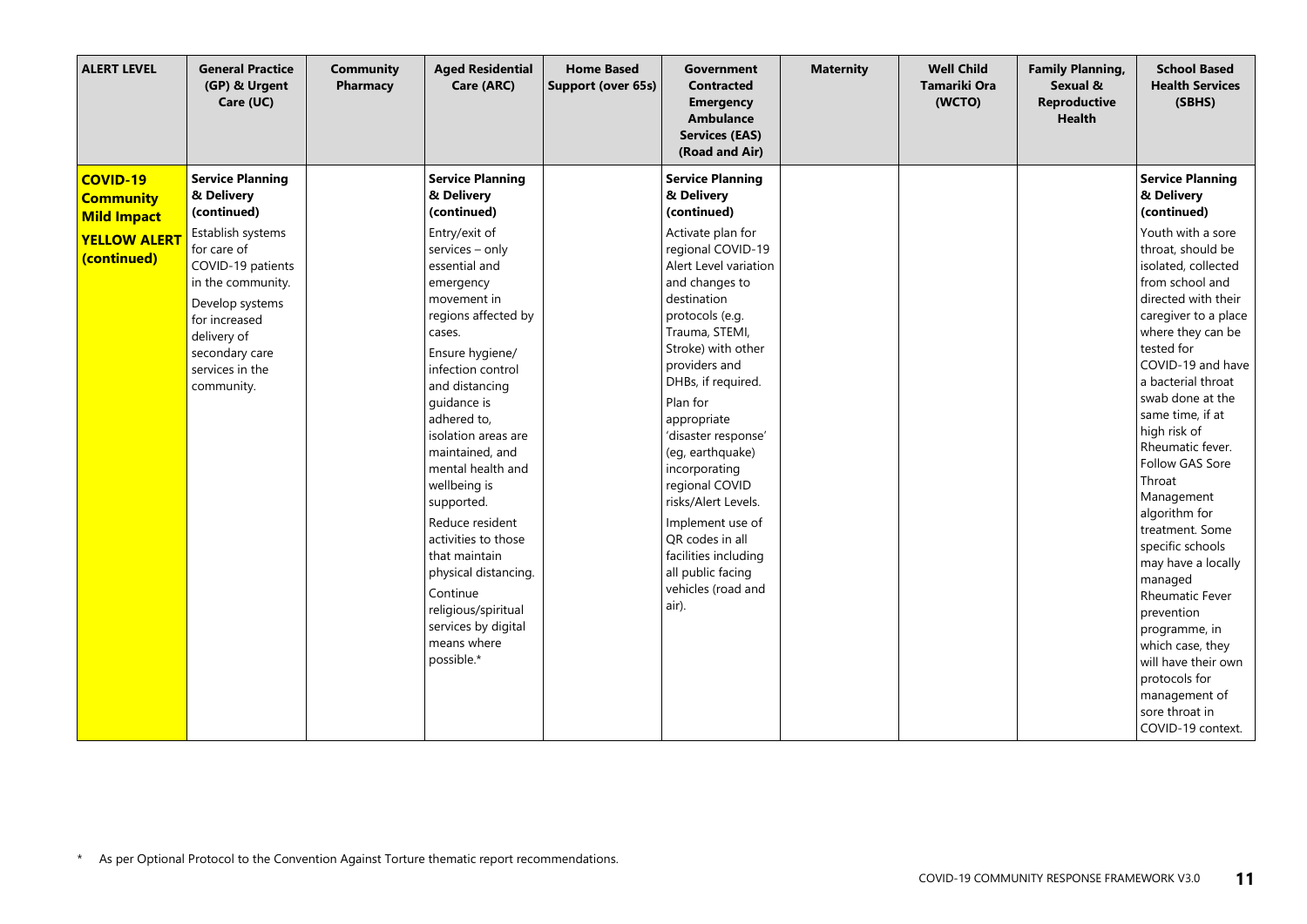| ALERT LEVEL | General Practice (GP) & Urgent Care (UC) | Community Pharmacy | Aged Residential Care (ARC) | Home Based Support (over 65s) | Government Contracted Emergency Ambulance Services (EAS) (Road and Air) | Maternity | Well Child Tamariki Ora (WCTO) | Family Planning, Sexual & Reproductive Health | School Based Health Services (SBHS) |
|---|---|---|---|---|---|---|---|---|---|
| **COVID-19 Community Mild Impact** **YELLOW ALERT (continued)** | **Service Planning & Delivery (continued)**<br>Establish systems for care of COVID-19 patients in the community.<br>Develop systems for increased delivery of secondary care services in the community. | | **Service Planning & Delivery (continued)**<br>Entry/exit of services – only essential and emergency movement in regions affected by cases.<br>Ensure hygiene/ infection control and distancing guidance is adhered to, isolation areas are maintained, and mental health and wellbeing is supported.<br>Reduce resident activities to those that maintain physical distancing.<br>Continue religious/spiritual services by digital means where possible.* | | **Service Planning & Delivery (continued)**<br>Activate plan for regional COVID-19 Alert Level variation and changes to destination protocols (e.g. Trauma, STEMI, Stroke) with other providers and DHBs, if required.<br>Plan for appropriate 'disaster response' (eg, earthquake) incorporating regional COVID risks/Alert Levels.<br>Implement use of QR codes in all facilities including all public facing vehicles (road and air). | | | | **Service Planning & Delivery (continued)**<br>Youth with a sore throat, should be isolated, collected from school and directed with their caregiver to a place where they can be tested for COVID-19 and have a bacterial throat swab done at the same time, if at high risk of Rheumatic fever. Follow GAS Sore Throat Management algorithm for treatment. Some specific schools may have a locally managed Rheumatic Fever prevention programme, in which case, they will have their own protocols for management of sore throat in COVID-19 context. |

* As per Optional Protocol to the Convention Against Torture thematic report recommendations.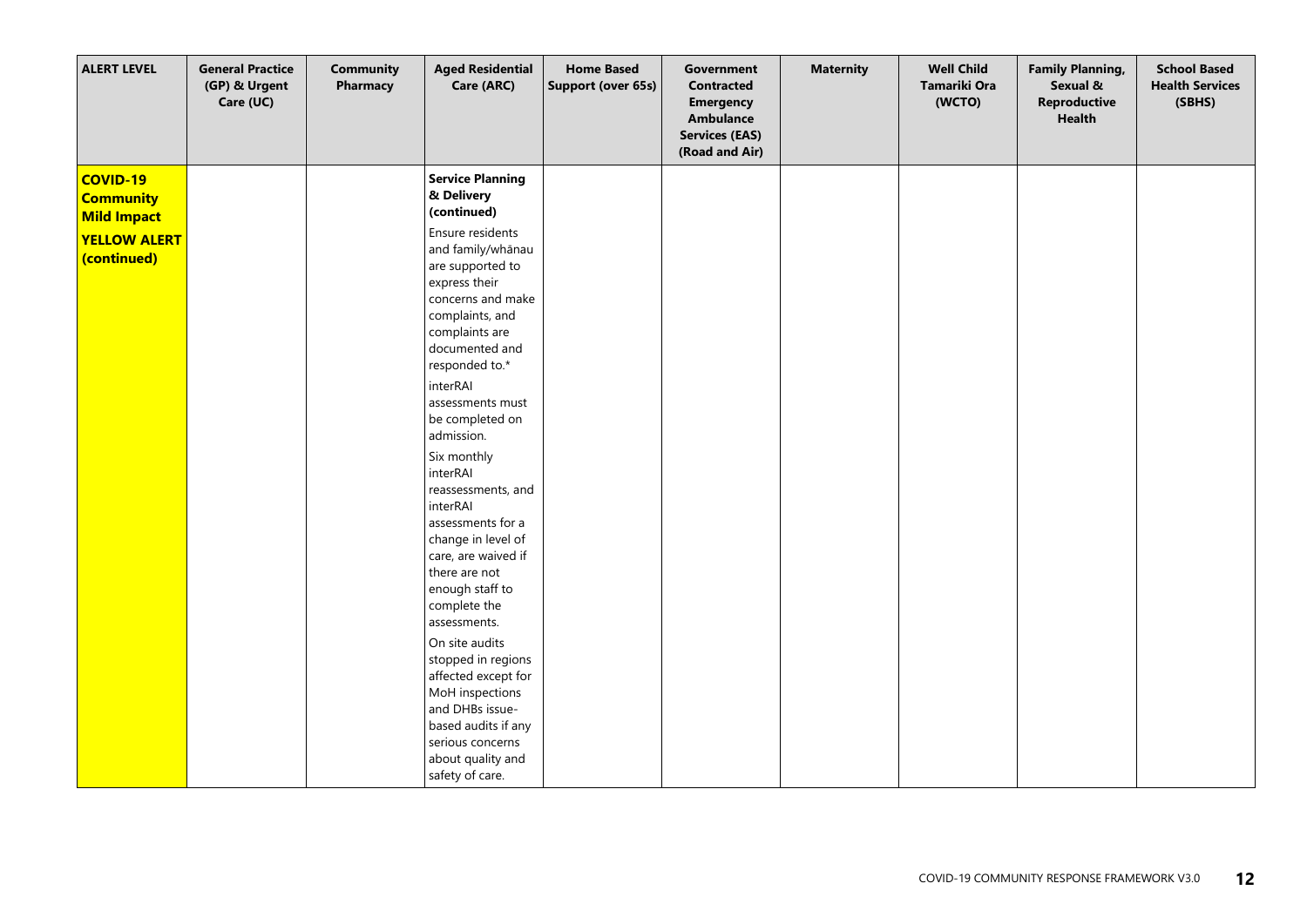| ALERT LEVEL | General Practice (GP) & Urgent Care (UC) | Community Pharmacy | Aged Residential Care (ARC) | Home Based Support (over 65s) | Government Contracted Emergency Ambulance Services (EAS) (Road and Air) | Maternity | Well Child Tamariki Ora (WCTO) | Family Planning, Sexual & Reproductive Health | School Based Health Services (SBHS) |
|---|---|---|---|---|---|---|---|---|---|
| **COVID-19 Community Mild Impact** **YELLOW ALERT (continued)** | | | **Service Planning & Delivery (continued)** Ensure residents and family/whānau are supported to express their concerns and make complaints, and complaints are documented and responded to.* interRAI assessments must be completed on admission. Six monthly interRAI reassessments, and interRAI assessments for a change in level of care, are waived if there are not enough staff to complete the assessments. On site audits stopped in regions affected except for MoH inspections and DHBs issue-based audits if any serious concerns about quality and safety of care. | | | | | | |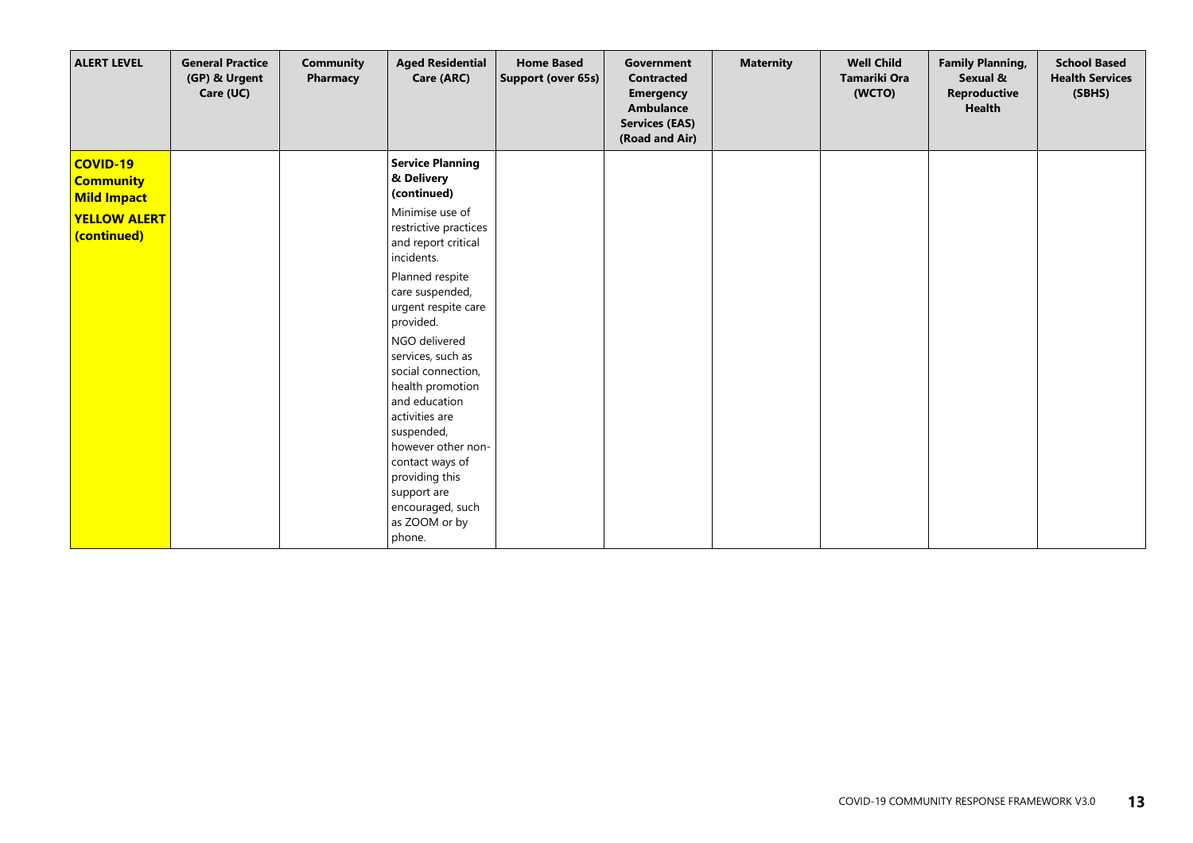| ALERT LEVEL | General Practice (GP) & Urgent Care (UC) | Community Pharmacy | Aged Residential Care (ARC) | Home Based Support (over 65s) | Government Contracted Emergency Ambulance Services (EAS) (Road and Air) | Maternity | Well Child Tamariki Ora (WCTO) | Family Planning, Sexual & Reproductive Health | School Based Health Services (SBHS) |
|---|---|---|---|---|---|---|---|---|---|
| **COVID-19 Community Mild Impact** **YELLOW ALERT (continued)** | | | **Service Planning & Delivery (continued)** Minimise use of restrictive practices and report critical incidents. Planned respite care suspended, urgent respite care provided. NGO delivered services, such as social connection, health promotion and education activities are suspended, however other non-contact ways of providing this support are encouraged, such as ZOOM or by phone. | | | | | | |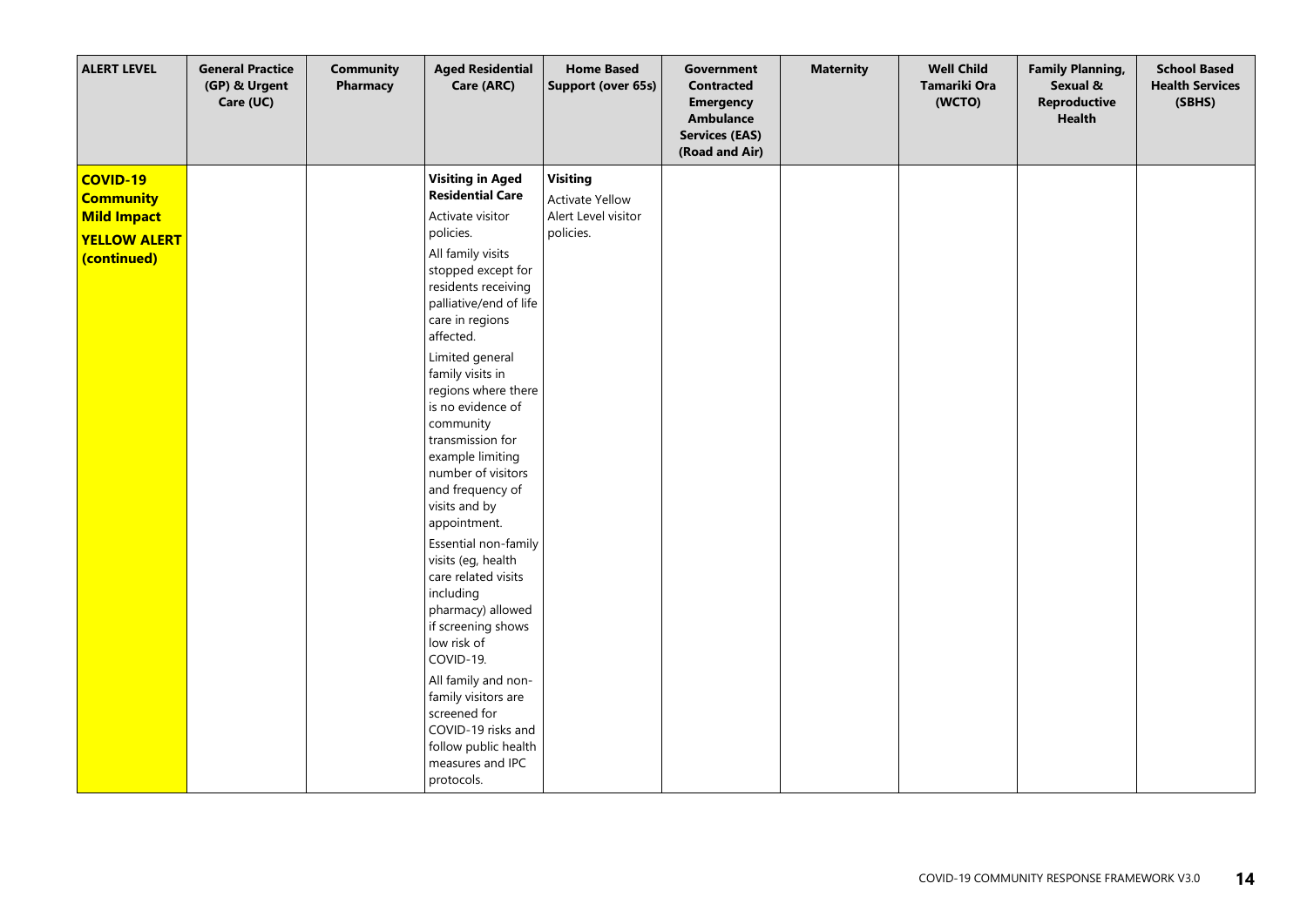| ALERT LEVEL | General Practice (GP) & Urgent Care (UC) | Community Pharmacy | Aged Residential Care (ARC) | Home Based Support (over 65s) | Government Contracted Emergency Ambulance Services (EAS) (Road and Air) | Maternity | Well Child Tamariki Ora (WCTO) | Family Planning, Sexual & Reproductive Health | School Based Health Services (SBHS) |
|---|---|---|---|---|---|---|---|---|---|
| **COVID-19 Community Mild Impact YELLOW ALERT (continued)** | | | **Visiting in Aged Residential Care**<br>Activate visitor policies.<br>All family visits stopped except for residents receiving palliative/end of life care in regions affected.<br>Limited general family visits in regions where there is no evidence of community transmission for example limiting number of visitors and frequency of visits and by appointment.<br>Essential non-family visits (eg, health care related visits including pharmacy) allowed if screening shows low risk of COVID-19.<br>All family and non-family visitors are screened for COVID-19 risks and follow public health measures and IPC protocols. | **Visiting**<br>Activate Yellow Alert Level visitor policies. | | | | | |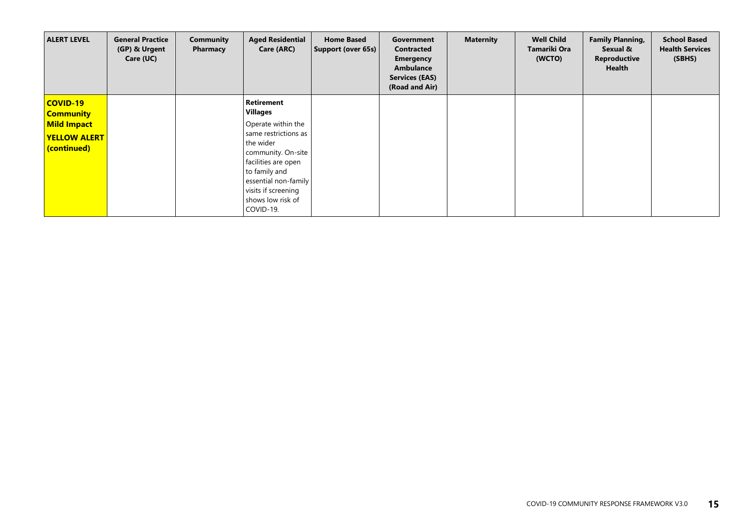| ALERT LEVEL | General Practice (GP) & Urgent Care (UC) | Community Pharmacy | Aged Residential Care (ARC) | Home Based Support (over 65s) | Government Contracted Emergency Ambulance Services (EAS) (Road and Air) | Maternity | Well Child Tamariki Ora (WCTO) | Family Planning, Sexual & Reproductive Health | School Based Health Services (SBHS) |
|---|---|---|---|---|---|---|---|---|---|
| **COVID-19 Community Mild Impact YELLOW ALERT (continued)** | | | **Retirement Villages** Operate within the same restrictions as the wider community. On-site facilities are open to family and essential non-family visits if screening shows low risk of COVID-19. | | | | | | |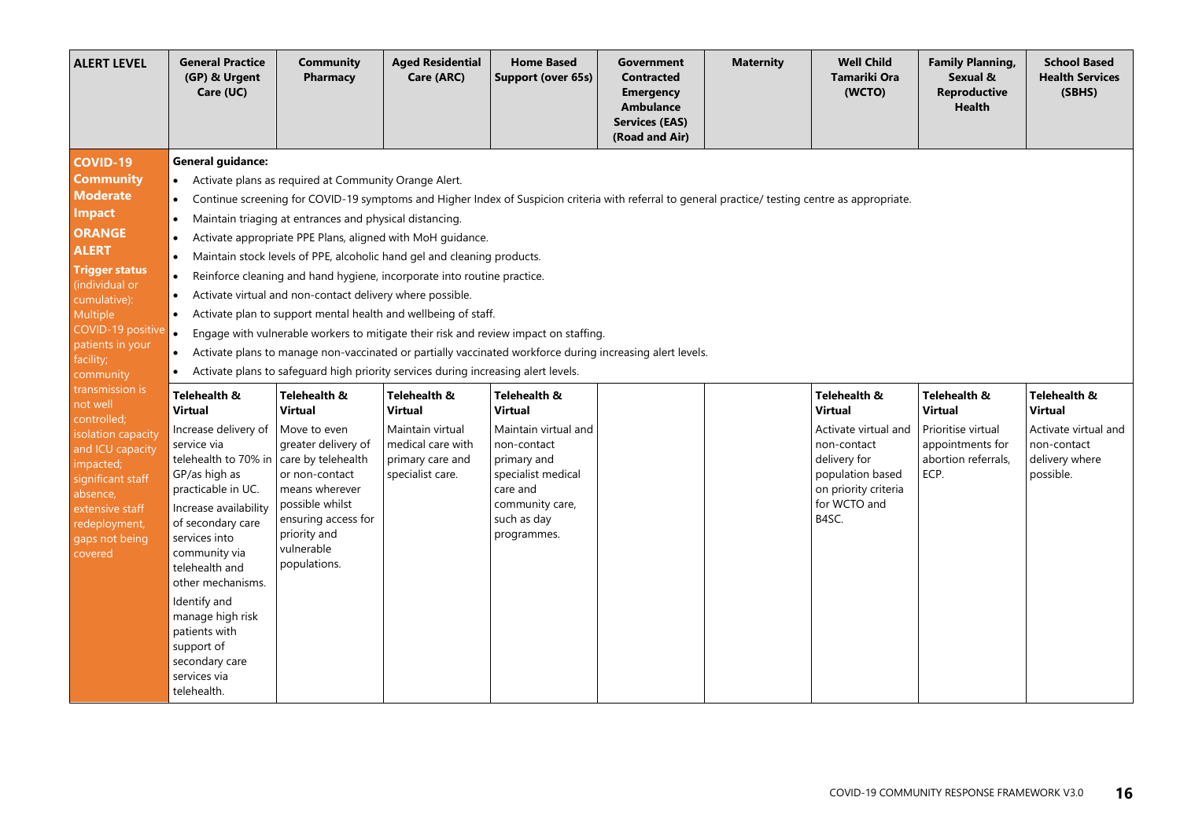| ALERT LEVEL | General Practice (GP) & Urgent Care (UC) | Community Pharmacy | Aged Residential Care (ARC) | Home Based Support (over 65s) | Government Contracted Emergency Ambulance Services (EAS) (Road and Air) | Maternity | Well Child Tamariki Ora (WCTO) | Family Planning, Sexual & Reproductive Health | School Based Health Services (SBHS) |
|---|---|---|---|---|---|---|---|---|---|
| **COVID-19 Community Moderate Impact ORANGE ALERT** <br> **Trigger status** (individual or cumulative): Multiple COVID-19 positive patients in your facility; community transmission is not well controlled; isolation capacity and ICU capacity impacted; significant staff absence, extensive staff redeployment, gaps not being covered | **General guidance:** <br> • Activate plans as required at Community Orange Alert. <br> • Continue screening for COVID-19 symptoms and Higher Index of Suspicion criteria with referral to general practice/ testing centre as appropriate. <br> • Maintain triaging at entrances and physical distancing. <br> • Activate appropriate PPE Plans, aligned with MoH guidance. <br> • Maintain stock levels of PPE, alcoholic hand gel and cleaning products. <br> • Reinforce cleaning and hand hygiene, incorporate into routine practice. <br> • Activate virtual and non-contact delivery where possible. <br> • Activate plan to support mental health and wellbeing of staff. <br> • Engage with vulnerable workers to mitigate their risk and review impact on staffing. <br> • Activate plans to manage non-vaccinated or partially vaccinated workforce during increasing alert levels. <br> • Activate plans to safeguard high priority services during increasing alert levels. | | | | | | | | |
| | **Telehealth & Virtual** <br> Increase delivery of service via telehealth to 70% in GP/as high as practicable in UC. <br> Increase availability of secondary care services into community via telehealth and other mechanisms. <br> Identify and manage high risk patients with support of secondary care services via telehealth. | **Telehealth & Virtual** <br> Move to even greater delivery of care by telehealth or non-contact means wherever possible whilst ensuring access for priority and vulnerable populations. | **Telehealth & Virtual** <br> Maintain virtual medical care with primary care and specialist care. | **Telehealth & Virtual** <br> Maintain virtual and non-contact primary and specialist medical care and community care, such as day programmes. | | | **Telehealth & Virtual** <br> Activate virtual and non-contact delivery for population based on priority criteria for WCTO and B4SC. | **Telehealth & Virtual** <br> Prioritise virtual appointments for abortion referrals, ECP. | **Telehealth & Virtual** <br> Activate virtual and non-contact delivery where possible. |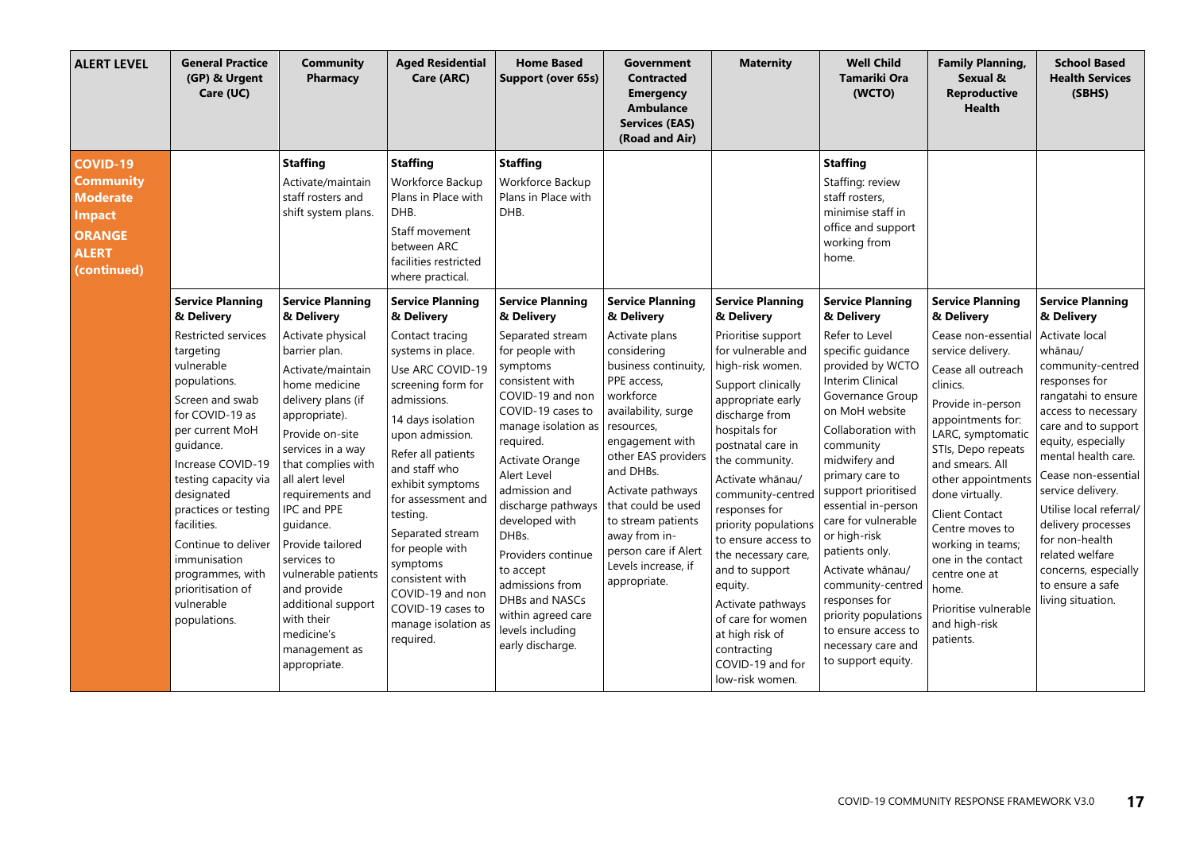| ALERT LEVEL | General Practice (GP) & Urgent Care (UC) | Community Pharmacy | Aged Residential Care (ARC) | Home Based Support (over 65s) | Government Contracted Emergency Ambulance Services (EAS) (Road and Air) | Maternity | Well Child Tamariki Ora (WCTO) | Family Planning, Sexual & Reproductive Health | School Based Health Services (SBHS) |
|---|---|---|---|---|---|---|---|---|---|
| **COVID-19 Community Moderate Impact ORANGE ALERT (continued)** | | **Staffing**<br>Activate/maintain staff rosters and shift system plans. | **Staffing**<br>Workforce Backup Plans in Place with DHB.<br>Staff movement between ARC facilities restricted where practical. | **Staffing**<br>Workforce Backup Plans in Place with DHB. | | | **Staffing**<br>Staffing: review staff rosters, minimise staff in office and support working from home. | | |
| | **Service Planning & Delivery**<br>Restricted services targeting vulnerable populations.<br>Screen and swab for COVID-19 as per current MoH guidance.<br>Increase COVID-19 testing capacity via designated practices or testing facilities.<br>Continue to deliver immunisation programmes, with prioritisation of vulnerable populations. | **Service Planning & Delivery**<br>Activate physical barrier plan.<br>Activate/maintain home medicine delivery plans (if appropriate).<br>Provide on-site services in a way that complies with all alert level requirements and IPC and PPE guidance.<br>Provide tailored services to vulnerable patients and provide additional support with their medicine's management as appropriate. | **Service Planning & Delivery**<br>Contact tracing systems in place.<br>Use ARC COVID-19 screening form for admissions.<br>14 days isolation upon admission.<br>Refer all patients and staff who exhibit symptoms for assessment and testing.<br>Separated stream for people with symptoms consistent with COVID-19 and non COVID-19 cases to manage isolation as required. | **Service Planning & Delivery**<br>Separated stream for people with symptoms consistent with COVID-19 and non COVID-19 cases to manage isolation as required.<br>Activate Orange Alert Level admission and discharge pathways developed with DHBs.<br>Providers continue to accept admissions from DHBs and NASCs within agreed care levels including early discharge. | **Service Planning & Delivery**<br>Activate plans considering business continuity, PPE access, workforce availability, surge resources, engagement with other EAS providers and DHBs.<br>Activate pathways that could be used to stream patients away from in-person care if Alert Levels increase, if appropriate. | **Service Planning & Delivery**<br>Prioritise support for vulnerable and high-risk women.<br>Support clinically appropriate early discharge from hospitals for postnatal care in the community.<br>Activate whānau/ community-centred responses for priority populations to ensure access to the necessary care, and to support equity.<br>Activate pathways of care for women at high risk of contracting COVID-19 and for low-risk women. | **Service Planning & Delivery**<br>Refer to Level specific guidance provided by WCTO Interim Clinical Governance Group on MoH website<br>Collaboration with community midwifery and primary care to support prioritised essential in-person care for vulnerable or high-risk patients only.<br>Activate whānau/ community-centred responses for priority populations to ensure access to necessary care and to support equity. | **Service Planning & Delivery**<br>Cease non-essential service delivery.<br>Cease all outreach clinics.<br>Provide in-person appointments for: LARC, symptomatic STIs, Depo repeats and smears. All other appointments done virtually.<br>Client Contact Centre moves to working in teams; one in the contact centre one at home.<br>Prioritise vulnerable and high-risk patients. | **Service Planning & Delivery**<br>Activate local whānau/ community-centred responses for rangatahi to ensure access to necessary care and to support equity, especially mental health care.<br>Cease non-essential service delivery.<br>Utilise local referral/ delivery processes for non-health related welfare concerns, especially to ensure a safe living situation. |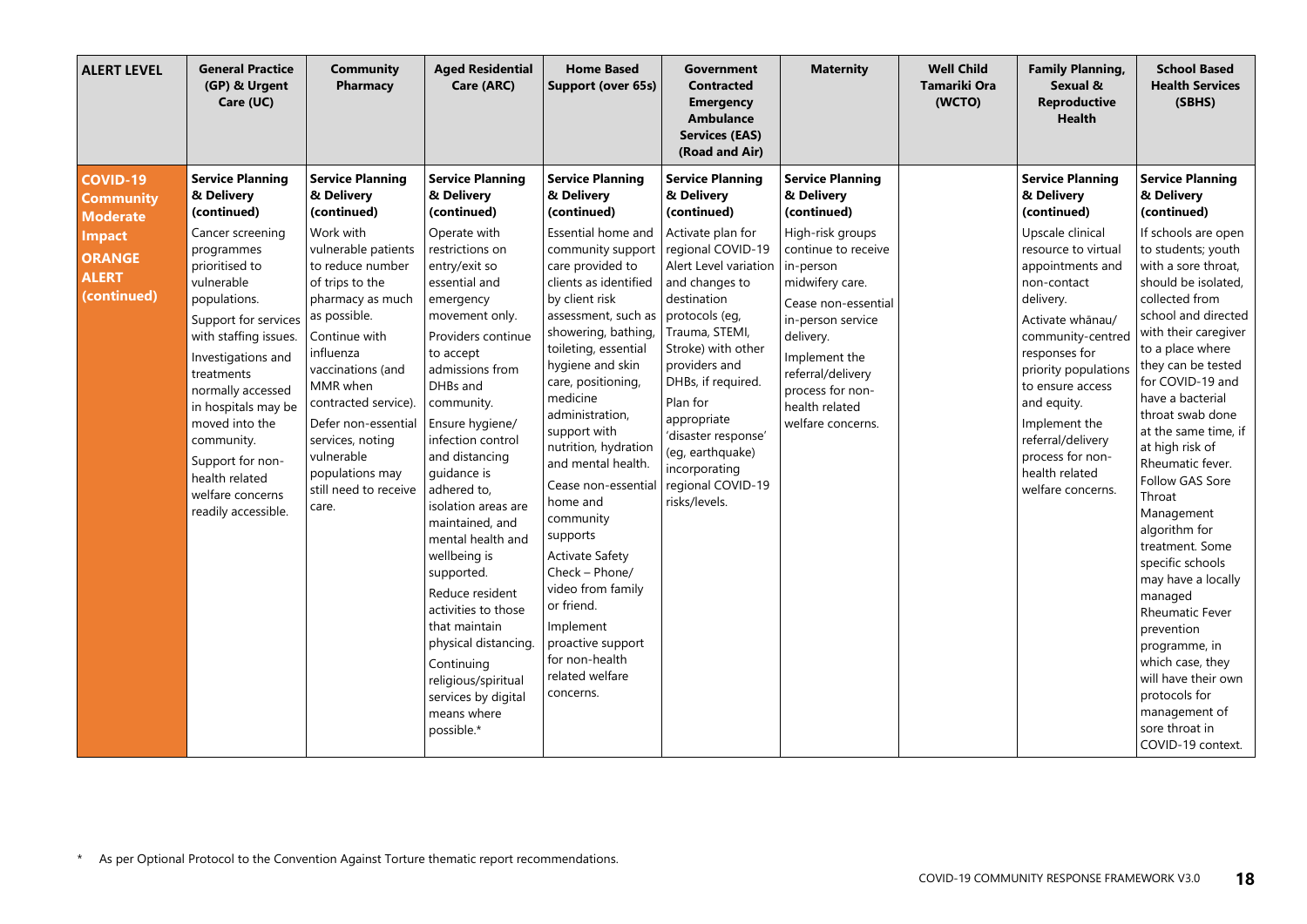| ALERT LEVEL | General Practice (GP) & Urgent Care (UC) | Community Pharmacy | Aged Residential Care (ARC) | Home Based Support (over 65s) | Government Contracted Emergency Ambulance Services (EAS) (Road and Air) | Maternity | Well Child Tamariki Ora (WCTO) | Family Planning, Sexual & Reproductive Health | School Based Health Services (SBHS) |
|---|---|---|---|---|---|---|---|---|---|
| **COVID-19 Community Moderate Impact ORANGE ALERT (continued)** | **Service Planning & Delivery (continued)**<br>Cancer screening programmes prioritised to vulnerable populations.<br>Support for services with staffing issues.<br>Investigations and treatments normally accessed in hospitals may be moved into the community.<br>Support for non-health related welfare concerns readily accessible. | **Service Planning & Delivery (continued)**<br>Work with vulnerable patients to reduce number of trips to the pharmacy as much as possible.<br>Continue with influenza vaccinations (and MMR when contracted service).<br>Defer non-essential services, noting vulnerable populations may still need to receive care. | **Service Planning & Delivery (continued)**<br>Operate with restrictions on entry/exit so essential and emergency movement only.<br>Providers continue to accept admissions from DHBs and community.<br>Ensure hygiene/ infection control and distancing guidance is adhered to, isolation areas are maintained, and mental health and wellbeing is supported.<br>Reduce resident activities to those that maintain physical distancing.<br>Continuing religious/spiritual services by digital means where possible.* | **Service Planning & Delivery (continued)**<br>Essential home and community support care provided to clients as identified by client risk assessment, such as showering, bathing, toileting, essential hygiene and skin care, positioning, medicine administration, support with nutrition, hydration and mental health.<br>Cease non-essential home and community supports<br>Activate Safety Check – Phone/ video from family or friend.<br>Implement proactive support for non-health related welfare concerns. | **Service Planning & Delivery (continued)**<br>Activate plan for regional COVID-19 Alert Level variation and changes to destination protocols (eg, Trauma, STEMI, Stroke) with other providers and DHBs, if required.<br>Plan for appropriate 'disaster response' (eg, earthquake) incorporating regional COVID-19 risks/levels. | **Service Planning & Delivery (continued)**<br>High-risk groups continue to receive in-person midwifery care.<br>Cease non-essential in-person service delivery.<br>Implement the referral/delivery process for non-health related welfare concerns. | | **Service Planning & Delivery (continued)**<br>Upscale clinical resource to virtual appointments and non-contact delivery.<br>Activate whānau/ community-centred responses for priority populations to ensure access and equity.<br>Implement the referral/delivery process for non-health related welfare concerns. | **Service Planning & Delivery (continued)**<br>If schools are open to students; youth with a sore throat, should be isolated, collected from school and directed with their caregiver to a place where they can be tested for COVID-19 and have a bacterial throat swab done at the same time, if at high risk of Rheumatic fever. Follow GAS Sore Throat Management algorithm for treatment. Some specific schools may have a locally managed Rheumatic Fever prevention programme, in which case, they will have their own protocols for management of sore throat in COVID-19 context. |

\* As per Optional Protocol to the Convention Against Torture thematic report recommendations.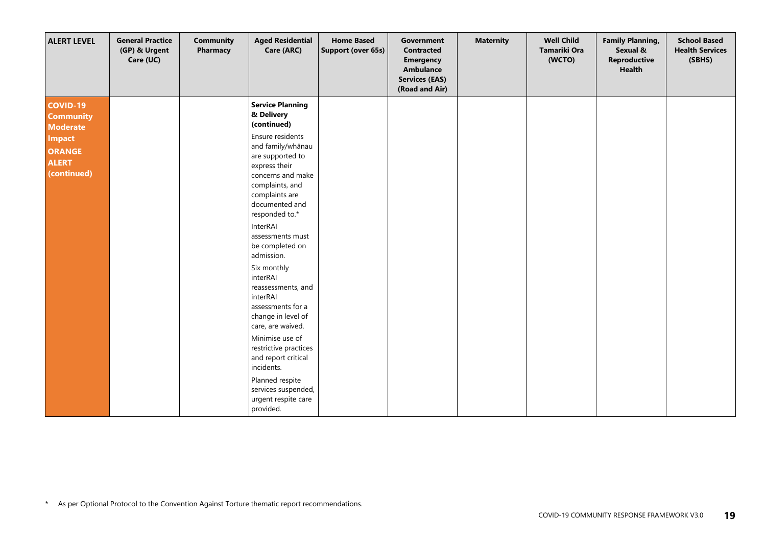| ALERT LEVEL | General Practice (GP) & Urgent Care (UC) | Community Pharmacy | Aged Residential Care (ARC) | Home Based Support (over 65s) | Government Contracted Emergency Ambulance Services (EAS) (Road and Air) | Maternity | Well Child Tamariki Ora (WCTO) | Family Planning, Sexual & Reproductive Health | School Based Health Services (SBHS) |
|---|---|---|---|---|---|---|---|---|---|
| **COVID-19 Community Moderate Impact ORANGE ALERT (continued)** | | | **Service Planning & Delivery (continued)**<br><br>Ensure residents and family/whānau are supported to express their concerns and make complaints, and complaints are documented and responded to.*<br><br>InterRAI assessments must be completed on admission.<br><br>Six monthly interRAI reassessments, and interRAI assessments for a change in level of care, are waived.<br><br>Minimise use of restrictive practices and report critical incidents.<br><br>Planned respite services suspended, urgent respite care provided. | | | | | | |

\* As per Optional Protocol to the Convention Against Torture thematic report recommendations.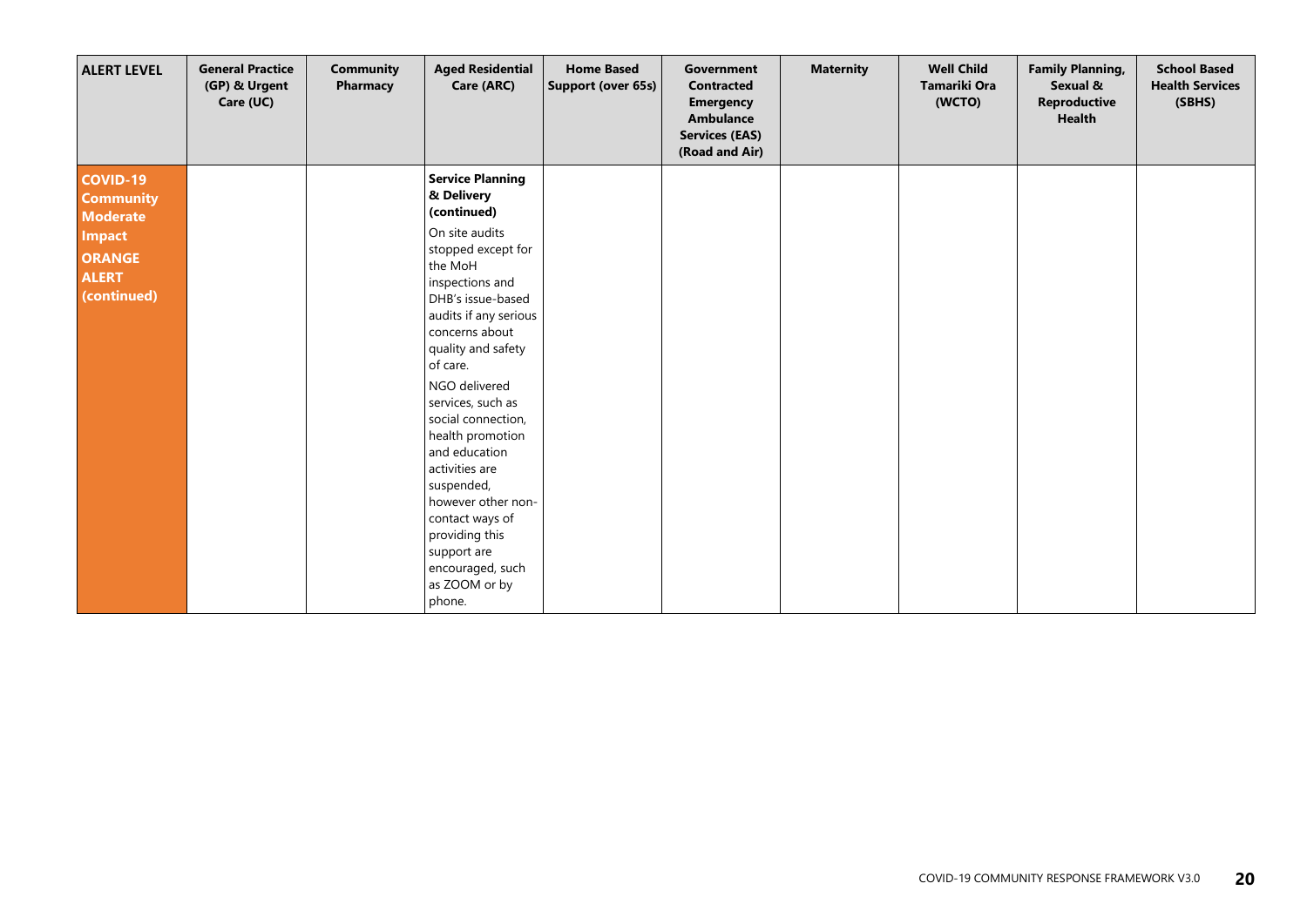| ALERT LEVEL | General Practice (GP) & Urgent Care (UC) | Community Pharmacy | Aged Residential Care (ARC) | Home Based Support (over 65s) | Government Contracted Emergency Ambulance Services (EAS) (Road and Air) | Maternity | Well Child Tamariki Ora (WCTO) | Family Planning, Sexual & Reproductive Health | School Based Health Services (SBHS) |
|---|---|---|---|---|---|---|---|---|---|
| **COVID-19 Community Moderate Impact ORANGE ALERT (continued)** | | | **Service Planning & Delivery (continued)**<br><br>On site audits stopped except for the MoH inspections and DHB's issue-based audits if any serious concerns about quality and safety of care.<br><br>NGO delivered services, such as social connection, health promotion and education activities are suspended, however other non-contact ways of providing this support are encouraged, such as ZOOM or by phone. | | | | | | |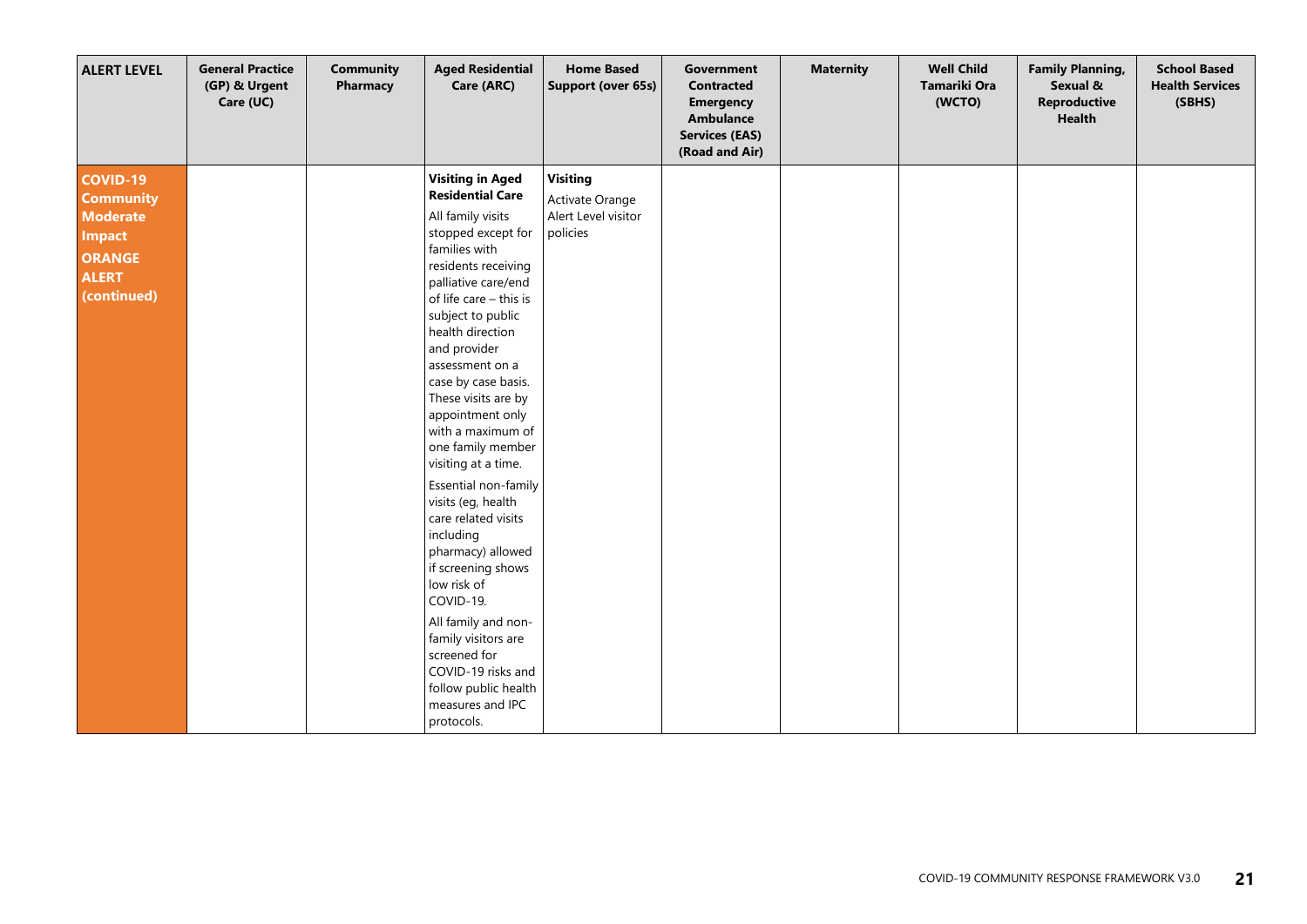| ALERT LEVEL | General Practice (GP) & Urgent Care (UC) | Community Pharmacy | Aged Residential Care (ARC) | Home Based Support (over 65s) | Government Contracted Emergency Ambulance Services (EAS) (Road and Air) | Maternity | Well Child Tamariki Ora (WCTO) | Family Planning, Sexual & Reproductive Health | School Based Health Services (SBHS) |
|---|---|---|---|---|---|---|---|---|---|
| **COVID-19 Community Moderate Impact ORANGE ALERT (continued)** | | | **Visiting in Aged Residential Care**<br>All family visits stopped except for families with residents receiving palliative care/end of life care – this is subject to public health direction and provider assessment on a case by case basis. These visits are by appointment only with a maximum of one family member visiting at a time.<br>Essential non-family visits (eg, health care related visits including pharmacy) allowed if screening shows low risk of COVID-19.<br>All family and non-family visitors are screened for COVID-19 risks and follow public health measures and IPC protocols. | **Visiting**<br>Activate Orange Alert Level visitor policies | | | | | |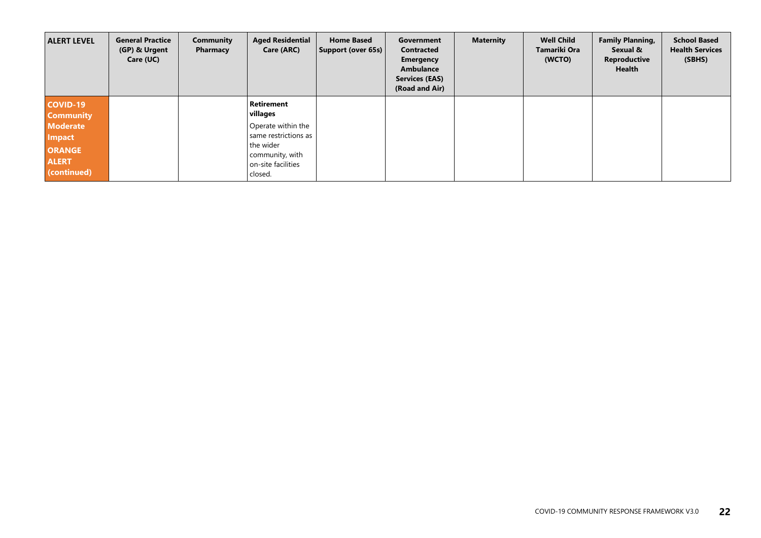| ALERT LEVEL | General Practice (GP) & Urgent Care (UC) | Community Pharmacy | Aged Residential Care (ARC) | Home Based Support (over 65s) | Government Contracted Emergency Ambulance Services (EAS) (Road and Air) | Maternity | Well Child Tamariki Ora (WCTO) | Family Planning, Sexual & Reproductive Health | School Based Health Services (SBHS) |
|---|---|---|---|---|---|---|---|---|---|
| **COVID-19 Community Moderate Impact ORANGE ALERT (continued)** | | | **Retirement villages** Operate within the same restrictions as the wider community, with on-site facilities closed. | | | | | | |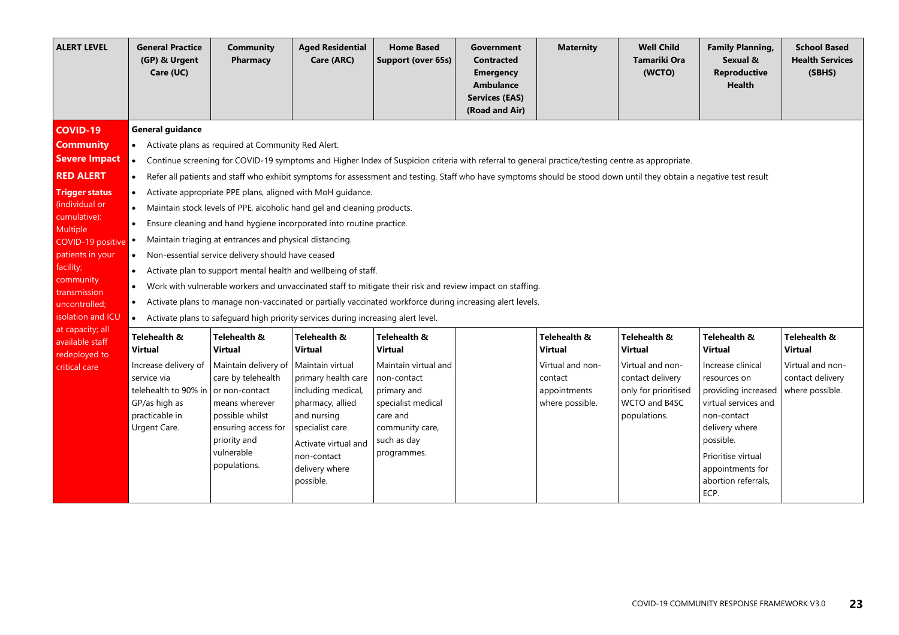| ALERT LEVEL | General Practice (GP) & Urgent Care (UC) | Community Pharmacy | Aged Residential Care (ARC) | Home Based Support (over 65s) | Government Contracted Emergency Ambulance Services (EAS) (Road and Air) | Maternity | Well Child Tamariki Ora (WCTO) | Family Planning, Sexual & Reproductive Health | School Based Health Services (SBHS) |
|---|---|---|---|---|---|---|---|---|---|
| **COVID-19 Community Severe Impact RED ALERT** **Trigger status** (individual or cumulative): Multiple COVID-19 positive patients in your facility; community transmission uncontrolled; isolation and ICU at capacity; all available staff redeployed to critical care | **General guidance**<br>• Activate plans as required at Community Red Alert.<br>• Continue screening for COVID-19 symptoms and Higher Index of Suspicion criteria with referral to general practice/testing centre as appropriate.<br>• Refer all patients and staff who exhibit symptoms for assessment and testing. Staff who have symptoms should be stood down until they obtain a negative test result<br>• Activate appropriate PPE plans, aligned with MoH guidance.<br>• Maintain stock levels of PPE, alcoholic hand gel and cleaning products.<br>• Ensure cleaning and hand hygiene incorporated into routine practice.<br>• Maintain triaging at entrances and physical distancing.<br>• Non-essential service delivery should have ceased<br>• Activate plan to support mental health and wellbeing of staff.<br>• Work with vulnerable workers and unvaccinated staff to mitigate their risk and review impact on staffing.<br>• Activate plans to manage non-vaccinated or partially vaccinated workforce during increasing alert levels.<br>• Activate plans to safeguard high priority services during increasing alert level. | | | | | | | | |
| | **Telehealth & Virtual**<br>Increase delivery of service via telehealth to 90% in GP/as high as practicable in Urgent Care. | **Telehealth & Virtual**<br>Maintain delivery of care by telehealth or non-contact means wherever possible whilst ensuring access for priority and vulnerable populations. | **Telehealth & Virtual**<br>Maintain virtual primary health care including medical, pharmacy, allied and nursing specialist care.<br>Activate virtual and non-contact delivery where possible. | **Telehealth & Virtual**<br>Maintain virtual and non-contact primary and specialist medical care and community care, such as day programmes. | | **Telehealth & Virtual**<br>Virtual and non-contact appointments where possible. | **Telehealth & Virtual**<br>Virtual and non-contact delivery only for prioritised WCTO and B4SC populations. | **Telehealth & Virtual**<br>Increase clinical resources on providing increased virtual services and non-contact delivery where possible.<br>Prioritise virtual appointments for abortion referrals, ECP. | **Telehealth & Virtual**<br>Virtual and non-contact delivery where possible. |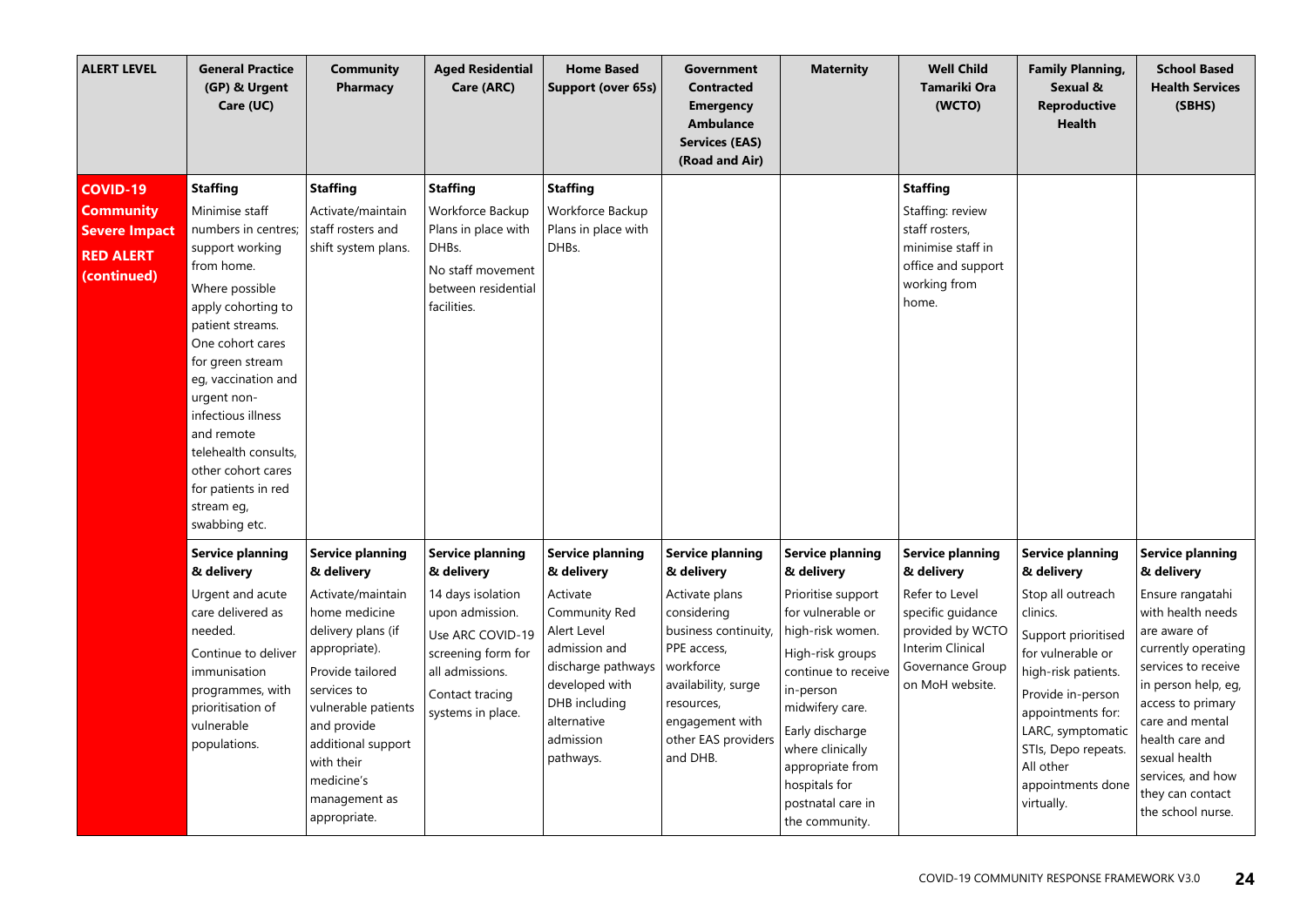| ALERT LEVEL | General Practice (GP) & Urgent Care (UC) | Community Pharmacy | Aged Residential Care (ARC) | Home Based Support (over 65s) | Government Contracted Emergency Ambulance Services (EAS) (Road and Air) | Maternity | Well Child Tamariki Ora (WCTO) | Family Planning, Sexual & Reproductive Health | School Based Health Services (SBHS) |
|---|---|---|---|---|---|---|---|---|---|
| **COVID-19 Community Severe Impact RED ALERT (continued)** | **Staffing**<br>Minimise staff numbers in centres; support working from home.<br>Where possible apply cohorting to patient streams. One cohort cares for green stream eg, vaccination and urgent non-infectious illness and remote telehealth consults, other cohort cares for patients in red stream eg, swabbing etc. | **Staffing**<br>Activate/maintain staff rosters and shift system plans. | **Staffing**<br>Workforce Backup Plans in place with DHBs.<br>No staff movement between residential facilities. | **Staffing**<br>Workforce Backup Plans in place with DHBs. | | | **Staffing**<br>Staffing: review staff rosters, minimise staff in office and support working from home. | | |
| | **Service planning & delivery**<br>Urgent and acute care delivered as needed.<br>Continue to deliver immunisation programmes, with prioritisation of vulnerable populations. | **Service planning & delivery**<br>Activate/maintain home medicine delivery plans (if appropriate).<br>Provide tailored services to vulnerable patients and provide additional support with their medicine's management as appropriate. | **Service planning & delivery**<br>14 days isolation upon admission.<br>Use ARC COVID-19 screening form for all admissions.<br>Contact tracing systems in place. | **Service planning & delivery**<br>Activate Community Red Alert Level admission and discharge pathways developed with DHB including alternative admission pathways. | **Service planning & delivery**<br>Activate plans considering business continuity, PPE access, workforce availability, surge resources, engagement with other EAS providers and DHB. | **Service planning & delivery**<br>Prioritise support for vulnerable or high-risk women.<br>High-risk groups continue to receive in-person midwifery care.<br>Early discharge where clinically appropriate from hospitals for postnatal care in the community. | **Service planning & delivery**<br>Refer to Level specific guidance provided by WCTO Interim Clinical Governance Group on MoH website. | **Service planning & delivery**<br>Stop all outreach clinics.<br>Support prioritised for vulnerable or high-risk patients.<br>Provide in-person appointments for: LARC, symptomatic STIs, Depo repeats. All other appointments done virtually. | **Service planning & delivery**<br>Ensure rangatahi with health needs are aware of currently operating services to receive in person help, eg, access to primary care and mental health care and sexual health services, and how they can contact the school nurse. |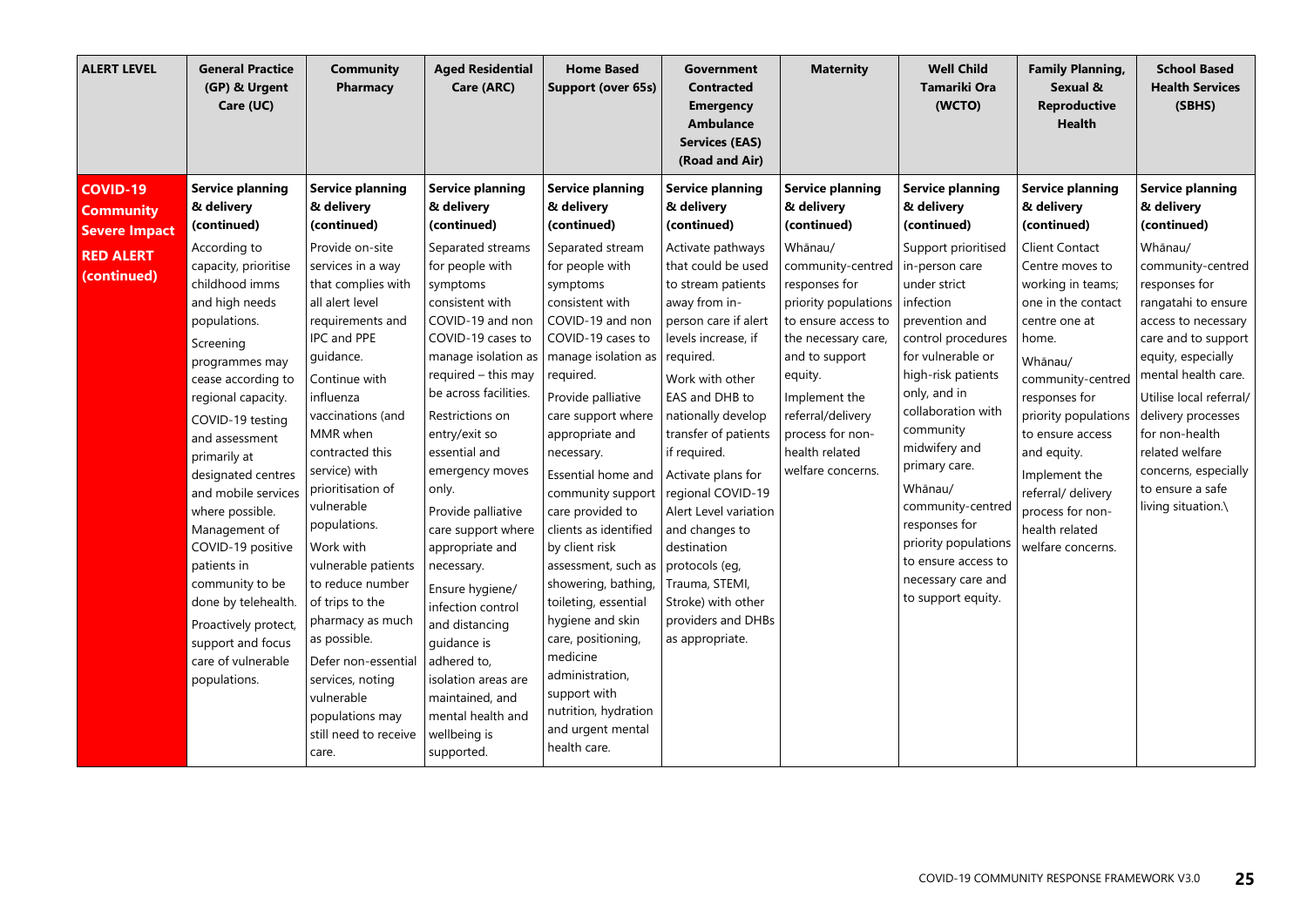| ALERT LEVEL | General Practice (GP) & Urgent Care (UC) | Community Pharmacy | Aged Residential Care (ARC) | Home Based Support (over 65s) | Government Contracted Emergency Ambulance Services (EAS) (Road and Air) | Maternity | Well Child Tamariki Ora (WCTO) | Family Planning, Sexual & Reproductive Health | School Based Health Services (SBHS) |
|---|---|---|---|---|---|---|---|---|---|
| **COVID-19 Community Severe Impact**<br><br>**RED ALERT (continued)** | **Service planning & delivery (continued)**<br><br>According to capacity, prioritise childhood imms and high needs populations.<br><br>Screening programmes may cease according to regional capacity.<br><br>COVID-19 testing and assessment primarily at designated centres and mobile services where possible.<br><br>Management of COVID-19 positive patients in community to be done by telehealth.<br><br>Proactively protect, support and focus care of vulnerable populations. | **Service planning & delivery (continued)**<br><br>Provide on-site services in a way that complies with all alert level requirements and IPC and PPE guidance.<br><br>Continue with influenza vaccinations (and MMR when contracted this service) with prioritisation of vulnerable populations.<br><br>Work with vulnerable patients to reduce number of trips to the pharmacy as much as possible.<br><br>Defer non-essential services, noting vulnerable populations may still need to receive care. | **Service planning & delivery (continued)**<br><br>Separated streams for people with symptoms consistent with COVID-19 and non COVID-19 cases to manage isolation as required – this may be across facilities.<br><br>Restrictions on entry/exit so essential and emergency moves only.<br><br>Provide palliative care support where appropriate and necessary.<br><br>Ensure hygiene/ infection control and distancing guidance is adhered to, isolation areas are maintained, and mental health and wellbeing is supported. | **Service planning & delivery (continued)**<br><br>Separated stream for people with symptoms consistent with COVID-19 and non COVID-19 cases to manage isolation as required.<br><br>Provide palliative care support where appropriate and necessary.<br><br>Essential home and community support care provided to clients as identified by client risk assessment, such as showering, bathing, toileting, essential hygiene and skin care, positioning, medicine administration, support with nutrition, hydration and urgent mental health care. | **Service planning & delivery (continued)**<br><br>Activate pathways that could be used to stream patients away from in-person care if alert levels increase, if required.<br><br>Work with other EAS and DHB to nationally develop transfer of patients if required.<br><br>Activate plans for regional COVID-19 Alert Level variation and changes to destination protocols (eg, Trauma, STEMI, Stroke) with other providers and DHBs as appropriate. | **Service planning & delivery (continued)**<br><br>Whānau/ community-centred responses for priority populations to ensure access to the necessary care, and to support equity.<br><br>Implement the referral/delivery process for non-health related welfare concerns. | **Service planning & delivery (continued)**<br><br>Support prioritised in-person care under strict infection prevention and control procedures for vulnerable or high-risk patients only, and in collaboration with community midwifery and primary care.<br><br>Whānau/ community-centred responses for priority populations to ensure access to necessary care and to support equity. | **Service planning & delivery (continued)**<br><br>Client Contact Centre moves to working in teams; one in the contact centre one at home.<br><br>Whānau/ community-centred responses for priority populations to ensure access and equity.<br><br>Implement the referral/ delivery process for non-health related welfare concerns. | **Service planning & delivery (continued)**<br><br>Whānau/ community-centred responses for rangatahi to ensure access to necessary care and to support equity, especially mental health care.<br><br>Utilise local referral/ delivery processes for non-health related welfare concerns, especially to ensure a safe living situation.\ |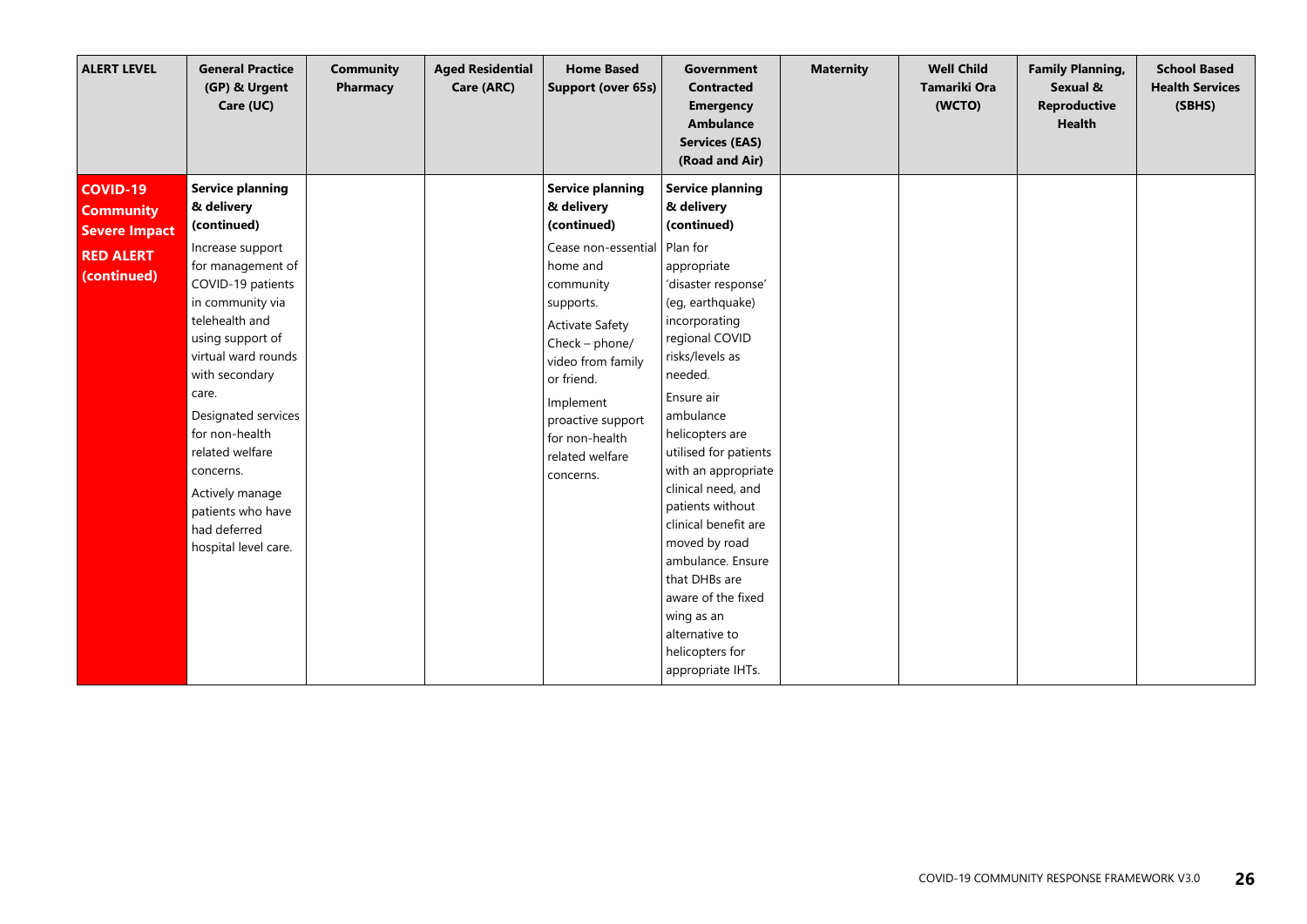| ALERT LEVEL | General Practice (GP) & Urgent Care (UC) | Community Pharmacy | Aged Residential Care (ARC) | Home Based Support (over 65s) | Government Contracted Emergency Ambulance Services (EAS) (Road and Air) | Maternity | Well Child Tamariki Ora (WCTO) | Family Planning, Sexual & Reproductive Health | School Based Health Services (SBHS) |
|---|---|---|---|---|---|---|---|---|---|
| **COVID-19 Community Severe Impact**<br><br>**RED ALERT (continued)** | **Service planning & delivery (continued)**<br><br>Increase support for management of COVID-19 patients in community via telehealth and using support of virtual ward rounds with secondary care.<br><br>Designated services for non-health related welfare concerns.<br><br>Actively manage patients who have had deferred hospital level care. | | | **Service planning & delivery (continued)**<br><br>Cease non-essential home and community supports.<br><br>Activate Safety Check – phone/ video from family or friend.<br><br>Implement proactive support for non-health related welfare concerns. | **Service planning & delivery (continued)**<br><br>Plan for appropriate 'disaster response' (eg, earthquake) incorporating regional COVID risks/levels as needed.<br><br>Ensure air ambulance helicopters are utilised for patients with an appropriate clinical need, and patients without clinical benefit are moved by road ambulance. Ensure that DHBs are aware of the fixed wing as an alternative to helicopters for appropriate IHTs. | | | | |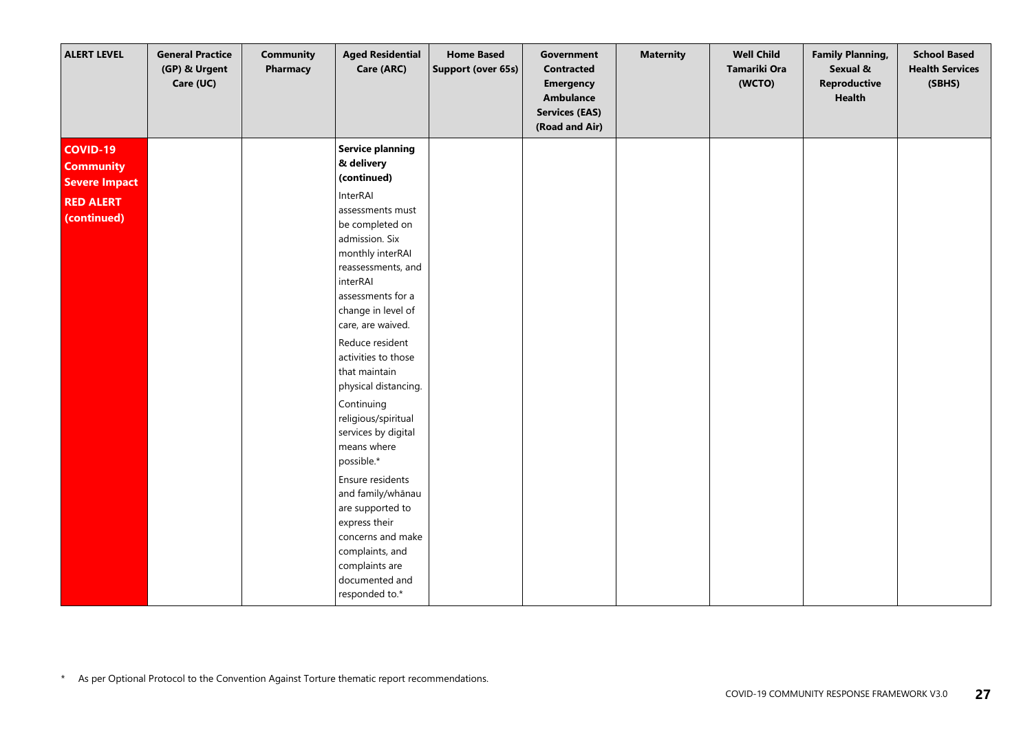| ALERT LEVEL | General Practice (GP) & Urgent Care (UC) | Community Pharmacy | Aged Residential Care (ARC) | Home Based Support (over 65s) | Government Contracted Emergency Ambulance Services (EAS) (Road and Air) | Maternity | Well Child Tamariki Ora (WCTO) | Family Planning, Sexual & Reproductive Health | School Based Health Services (SBHS) |
|---|---|---|---|---|---|---|---|---|---|
| **COVID-19 Community Severe Impact**<br><br>**RED ALERT (continued)** | | | **Service planning & delivery (continued)**<br><br>InterRAI assessments must be completed on admission. Six monthly interRAI reassessments, and interRAI assessments for a change in level of care, are waived.<br><br>Reduce resident activities to those that maintain physical distancing.<br><br>Continuing religious/spiritual services by digital means where possible.*<br><br>Ensure residents and family/whānau are supported to express their concerns and make complaints, and complaints are documented and responded to.* | | | | | | |

\* As per Optional Protocol to the Convention Against Torture thematic report recommendations.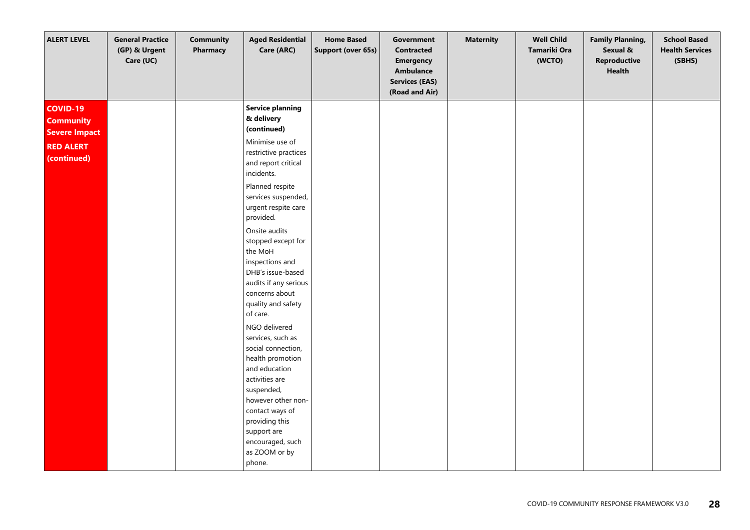| ALERT LEVEL | General Practice (GP) & Urgent Care (UC) | Community Pharmacy | Aged Residential Care (ARC) | Home Based Support (over 65s) | Government Contracted Emergency Ambulance Services (EAS) (Road and Air) | Maternity | Well Child Tamariki Ora (WCTO) | Family Planning, Sexual & Reproductive Health | School Based Health Services (SBHS) |
|---|---|---|---|---|---|---|---|---|---|
| **COVID-19 Community Severe Impact**<br><br>**RED ALERT (continued)** | | | **Service planning & delivery (continued)**<br><br>Minimise use of restrictive practices and report critical incidents.<br><br>Planned respite services suspended, urgent respite care provided.<br><br>Onsite audits stopped except for the MoH inspections and DHB's issue-based audits if any serious concerns about quality and safety of care.<br><br>NGO delivered services, such as social connection, health promotion and education activities are suspended, however other non-contact ways of providing this support are encouraged, such as ZOOM or by phone. | | | | | | |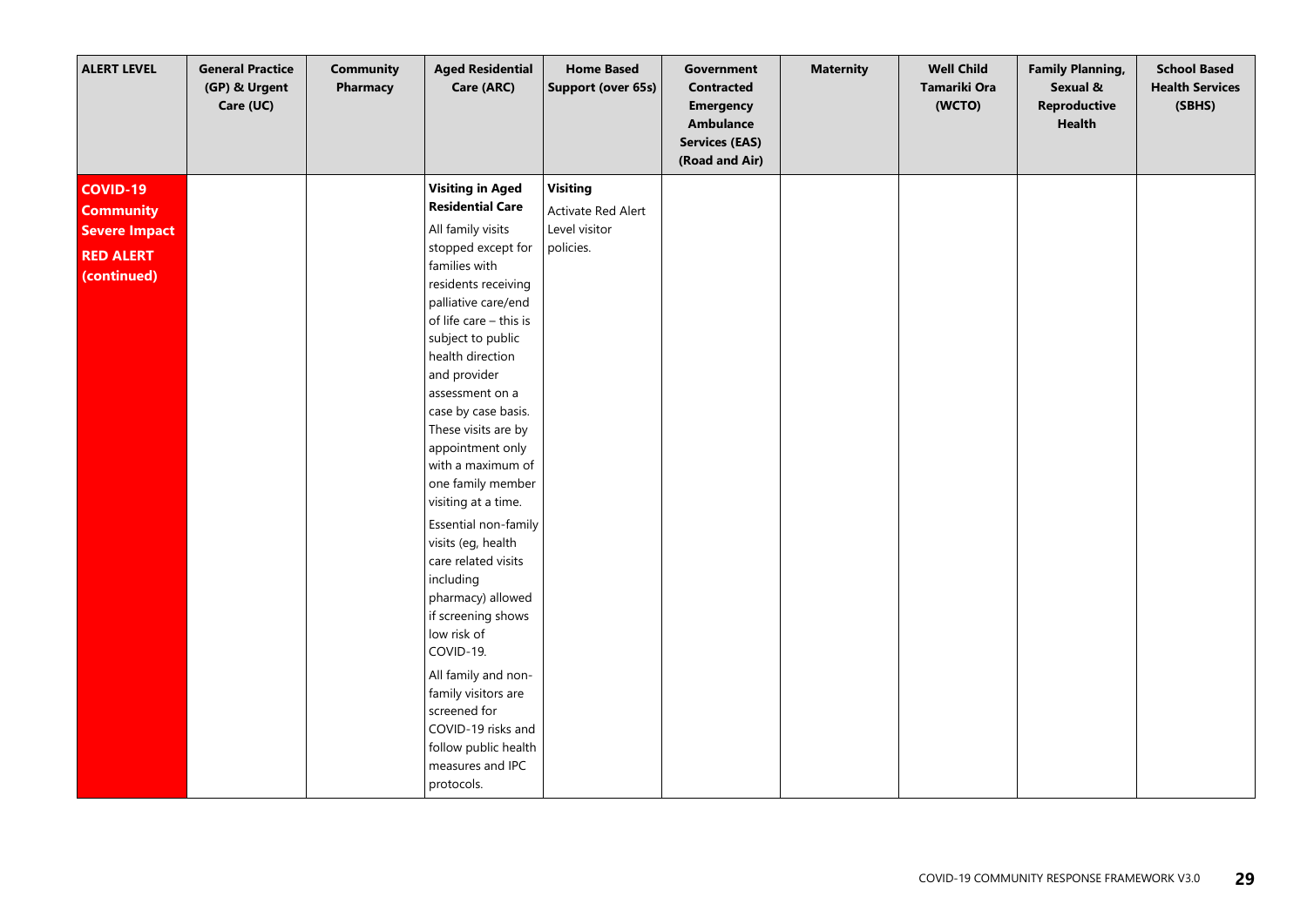| ALERT LEVEL | General Practice (GP) & Urgent Care (UC) | Community Pharmacy | Aged Residential Care (ARC) | Home Based Support (over 65s) | Government Contracted Emergency Ambulance Services (EAS) (Road and Air) | Maternity | Well Child Tamariki Ora (WCTO) | Family Planning, Sexual & Reproductive Health | School Based Health Services (SBHS) |
|---|---|---|---|---|---|---|---|---|---|
| **COVID-19 Community Severe Impact RED ALERT (continued)** | | | **Visiting in Aged Residential Care**<br><br>All family visits stopped except for families with residents receiving palliative care/end of life care – this is subject to public health direction and provider assessment on a case by case basis. These visits are by appointment only with a maximum of one family member visiting at a time.<br><br>Essential non-family visits (eg, health care related visits including pharmacy) allowed if screening shows low risk of COVID-19.<br><br>All family and non-family visitors are screened for COVID-19 risks and follow public health measures and IPC protocols. | **Visiting**<br><br>Activate Red Alert Level visitor policies. | | | | | |